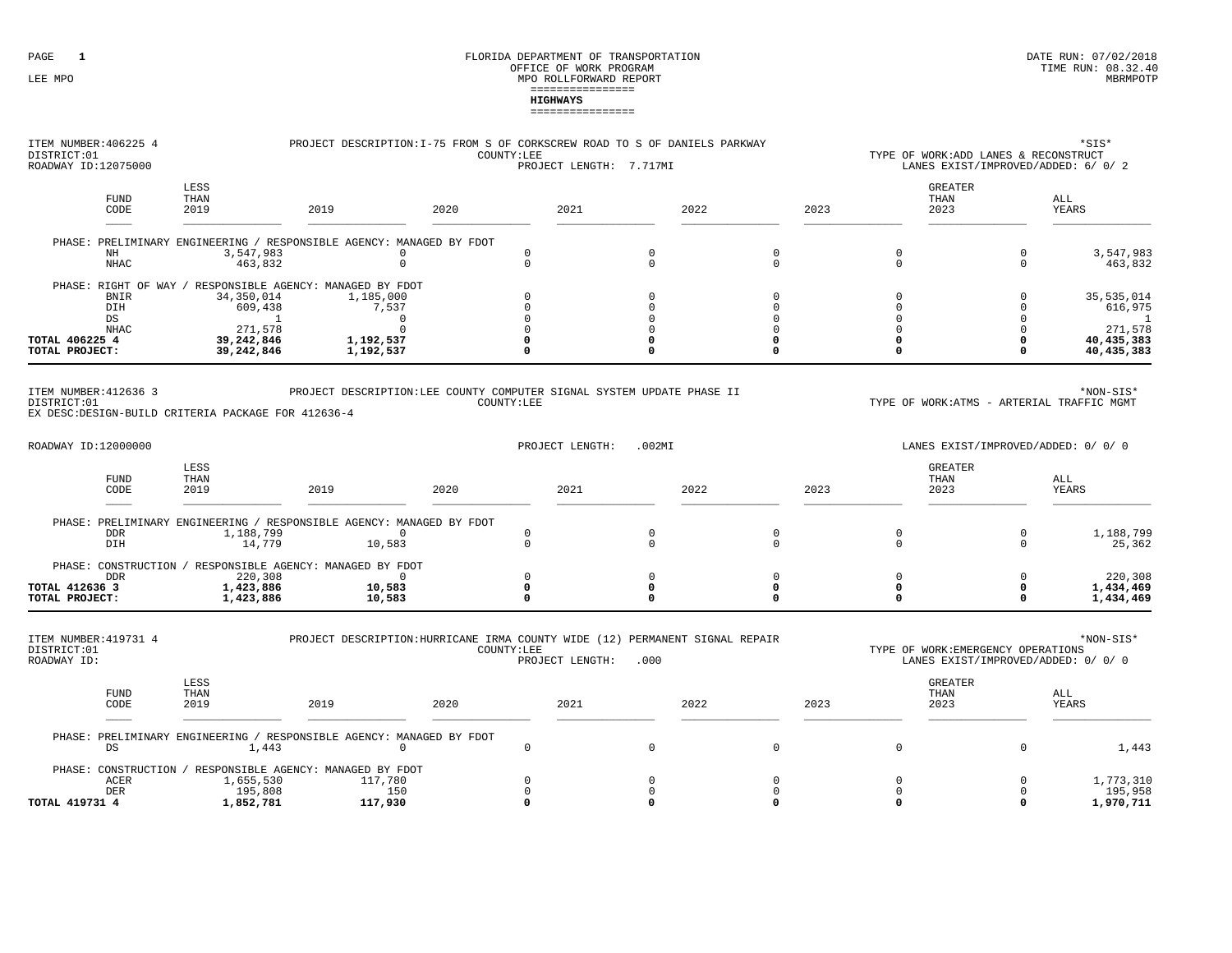FLORIDA DEPARTMENT OF TRANSPORTATION
OFFICE OF WORK PROGRAM
MPO ROLLFORWARD REPORT

DATE RUN: 07/02/2018
TIME RUN: 08.32.40
MBRMPOTP

LEE MPO

## HIGHWAYS

ITEM NUMBER:406225 4 PROJECT DESCRIPTION:I-75 FROM S OF CORKSCREW ROAD TO S OF DANIELS PARKWAY *SIS*
DISTRICT:01 COUNTY:LEE TYPE OF WORK:ADD LANES & RECONSTRUCT
ROADWAY ID:12075000 PROJECT LENGTH: 7.717MI LANES EXIST/IMPROVED/ADDED: 6/ 0/ 2

| FUND CODE | LESS THAN 2019 | 2019 | 2020 | 2021 | 2022 | 2023 | GREATER THAN 2023 | ALL YEARS |
|---|---|---|---|---|---|---|---|---|
| PHASE: PRELIMINARY ENGINEERING / RESPONSIBLE AGENCY: MANAGED BY FDOT | | | | | | | | |
| NH | 3,547,983 | 0 | 0 | 0 | 0 | 0 | 0 | 3,547,983 |
| NHAC | 463,832 | 0 | 0 | 0 | 0 | 0 | 0 | 463,832 |
| PHASE: RIGHT OF WAY / RESPONSIBLE AGENCY: MANAGED BY FDOT | | | | | | | | |
| BNIR | 34,350,014 | 1,185,000 | 0 | 0 | 0 | 0 | 0 | 35,535,014 |
| DIH | 609,438 | 7,537 | 0 | 0 | 0 | 0 | 0 | 616,975 |
| DS | 1 | 0 | 0 | 0 | 0 | 0 | 0 | 1 |
| NHAC | 271,578 | 0 | 0 | 0 | 0 | 0 | 0 | 271,578 |
| **TOTAL 406225 4** | **39,242,846** | **1,192,537** | **0** | **0** | **0** | **0** | **0** | **40,435,383** |
| **TOTAL PROJECT:** | **39,242,846** | **1,192,537** | **0** | **0** | **0** | **0** | **0** | **40,435,383** |

ITEM NUMBER:412636 3 PROJECT DESCRIPTION:LEE COUNTY COMPUTER SIGNAL SYSTEM UPDATE PHASE II *NON-SIS*
DISTRICT:01 COUNTY:LEE TYPE OF WORK:ATMS - ARTERIAL TRAFFIC MGMT
EX DESC:DESIGN-BUILD CRITERIA PACKAGE FOR 412636-4

ROADWAY ID:12000000 PROJECT LENGTH: .002MI LANES EXIST/IMPROVED/ADDED: 0/ 0/ 0

| FUND CODE | LESS THAN 2019 | 2019 | 2020 | 2021 | 2022 | 2023 | GREATER THAN 2023 | ALL YEARS |
|---|---|---|---|---|---|---|---|---|
| PHASE: PRELIMINARY ENGINEERING / RESPONSIBLE AGENCY: MANAGED BY FDOT | | | | | | | | |
| DDR | 1,188,799 | 0 | 0 | 0 | 0 | 0 | 0 | 1,188,799 |
| DIH | 14,779 | 10,583 | 0 | 0 | 0 | 0 | 0 | 25,362 |
| PHASE: CONSTRUCTION / RESPONSIBLE AGENCY: MANAGED BY FDOT | | | | | | | | |
| DDR | 220,308 | 0 | 0 | 0 | 0 | 0 | 0 | 220,308 |
| **TOTAL 412636 3** | **1,423,886** | **10,583** | **0** | **0** | **0** | **0** | **0** | **1,434,469** |
| **TOTAL PROJECT:** | **1,423,886** | **10,583** | **0** | **0** | **0** | **0** | **0** | **1,434,469** |

ITEM NUMBER:419731 4 PROJECT DESCRIPTION:HURRICANE IRMA COUNTY WIDE (12) PERMANENT SIGNAL REPAIR *NON-SIS*
DISTRICT:01 COUNTY:LEE TYPE OF WORK:EMERGENCY OPERATIONS
ROADWAY ID: PROJECT LENGTH: .000 LANES EXIST/IMPROVED/ADDED: 0/ 0/ 0

| FUND CODE | LESS THAN 2019 | 2019 | 2020 | 2021 | 2022 | 2023 | GREATER THAN 2023 | ALL YEARS |
|---|---|---|---|---|---|---|---|---|
| PHASE: PRELIMINARY ENGINEERING / RESPONSIBLE AGENCY: MANAGED BY FDOT | | | | | | | | |
| DS | 1,443 | 0 | 0 | 0 | 0 | 0 | 0 | 1,443 |
| PHASE: CONSTRUCTION / RESPONSIBLE AGENCY: MANAGED BY FDOT | | | | | | | | |
| ACER | 1,655,530 | 117,780 | 0 | 0 | 0 | 0 | 0 | 1,773,310 |
| DER | 195,808 | 150 | 0 | 0 | 0 | 0 | 0 | 195,958 |
| **TOTAL 419731 4** | **1,852,781** | **117,930** | **0** | **0** | **0** | **0** | **0** | **1,970,711** |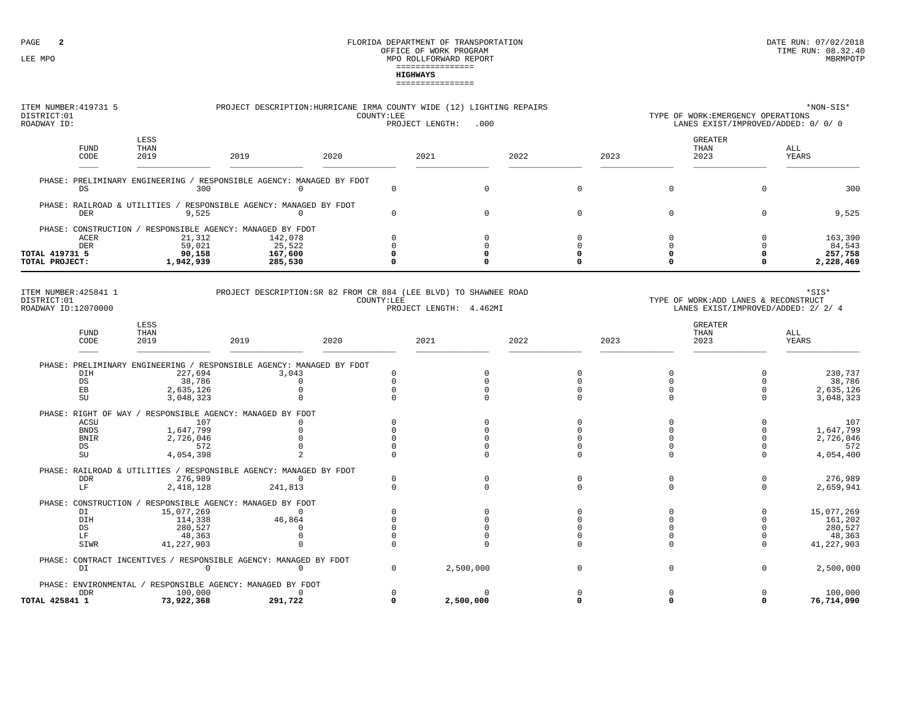FLORIDA DEPARTMENT OF TRANSPORTATION
OFFICE OF WORK PROGRAM
MPO ROLLFORWARD REPORT

LEE MPO

DATE RUN: 07/02/2018
TIME RUN: 08.32.40
MBRMPOTP

## HIGHWAYS

ITEM NUMBER:419731 5 PROJECT DESCRIPTION:HURRICANE IRMA COUNTY WIDE (12) LIGHTING REPAIRS *NON-SIS*
DISTRICT:01 COUNTY:LEE TYPE OF WORK:EMERGENCY OPERATIONS
ROADWAY ID: PROJECT LENGTH: .000 LANES EXIST/IMPROVED/ADDED: 0/ 0/ 0

| FUND CODE | LESS THAN 2019 | 2019 | 2020 | 2021 | 2022 | 2023 | GREATER THAN 2023 | ALL YEARS |
|---|---|---|---|---|---|---|---|---|
| PHASE: PRELIMINARY ENGINEERING / RESPONSIBLE AGENCY: MANAGED BY FDOT | | | | | | | | |
| DS | 300 | 0 | 0 | 0 | 0 | 0 | 0 | 300 |
| PHASE: RAILROAD & UTILITIES / RESPONSIBLE AGENCY: MANAGED BY FDOT | | | | | | | | |
| DER | 9,525 | 0 | 0 | 0 | 0 | 0 | 0 | 9,525 |
| PHASE: CONSTRUCTION / RESPONSIBLE AGENCY: MANAGED BY FDOT | | | | | | | | |
| ACER | 21,312 | 142,078 | 0 | 0 | 0 | 0 | 0 | 163,390 |
| DER | 59,021 | 25,522 | 0 | 0 | 0 | 0 | 0 | 84,543 |
| **TOTAL 419731 5** | **90,158** | **167,600** | **0** | **0** | **0** | **0** | **0** | **257,758** |
| **TOTAL PROJECT:** | **1,942,939** | **285,530** | **0** | **0** | **0** | **0** | **0** | **2,228,469** |

ITEM NUMBER:425841 1 PROJECT DESCRIPTION:SR 82 FROM CR 884 (LEE BLVD) TO SHAWNEE ROAD *SIS*
DISTRICT:01 COUNTY:LEE TYPE OF WORK:ADD LANES & RECONSTRUCT
ROADWAY ID:12070000 PROJECT LENGTH: 4.462MI LANES EXIST/IMPROVED/ADDED: 2/ 2/ 4

| FUND CODE | LESS THAN 2019 | 2019 | 2020 | 2021 | 2022 | 2023 | GREATER THAN 2023 | ALL YEARS |
|---|---|---|---|---|---|---|---|---|
| PHASE: PRELIMINARY ENGINEERING / RESPONSIBLE AGENCY: MANAGED BY FDOT | | | | | | | | |
| DIH | 227,694 | 3,043 | 0 | 0 | 0 | 0 | 0 | 230,737 |
| DS | 38,786 | 0 | 0 | 0 | 0 | 0 | 0 | 38,786 |
| EB | 2,635,126 | 0 | 0 | 0 | 0 | 0 | 0 | 2,635,126 |
| SU | 3,048,323 | 0 | 0 | 0 | 0 | 0 | 0 | 3,048,323 |
| PHASE: RIGHT OF WAY / RESPONSIBLE AGENCY: MANAGED BY FDOT | | | | | | | | |
| ACSU | 107 | 0 | 0 | 0 | 0 | 0 | 0 | 107 |
| BNDS | 1,647,799 | 0 | 0 | 0 | 0 | 0 | 0 | 1,647,799 |
| BNIR | 2,726,046 | 0 | 0 | 0 | 0 | 0 | 0 | 2,726,046 |
| DS | 572 | 0 | 0 | 0 | 0 | 0 | 0 | 572 |
| SU | 4,054,398 | 2 | 0 | 0 | 0 | 0 | 0 | 4,054,400 |
| PHASE: RAILROAD & UTILITIES / RESPONSIBLE AGENCY: MANAGED BY FDOT | | | | | | | | |
| DDR | 276,989 | 0 | 0 | 0 | 0 | 0 | 0 | 276,989 |
| LF | 2,418,128 | 241,813 | 0 | 0 | 0 | 0 | 0 | 2,659,941 |
| PHASE: CONSTRUCTION / RESPONSIBLE AGENCY: MANAGED BY FDOT | | | | | | | | |
| DI | 15,077,269 | 0 | 0 | 0 | 0 | 0 | 0 | 15,077,269 |
| DIH | 114,338 | 46,864 | 0 | 0 | 0 | 0 | 0 | 161,202 |
| DS | 280,527 | 0 | 0 | 0 | 0 | 0 | 0 | 280,527 |
| LF | 48,363 | 0 | 0 | 0 | 0 | 0 | 0 | 48,363 |
| SIWR | 41,227,903 | 0 | 0 | 0 | 0 | 0 | 0 | 41,227,903 |
| PHASE: CONTRACT INCENTIVES / RESPONSIBLE AGENCY: MANAGED BY FDOT | | | | | | | | |
| DI | 0 | 0 | 0 | 2,500,000 | 0 | 0 | 0 | 2,500,000 |
| PHASE: ENVIRONMENTAL / RESPONSIBLE AGENCY: MANAGED BY FDOT | | | | | | | | |
| DDR | 100,000 | 0 | 0 | 0 | 0 | 0 | 0 | 100,000 |
| **TOTAL 425841 1** | **73,922,368** | **291,722** | **0** | **2,500,000** | **0** | **0** | **0** | **76,714,090** |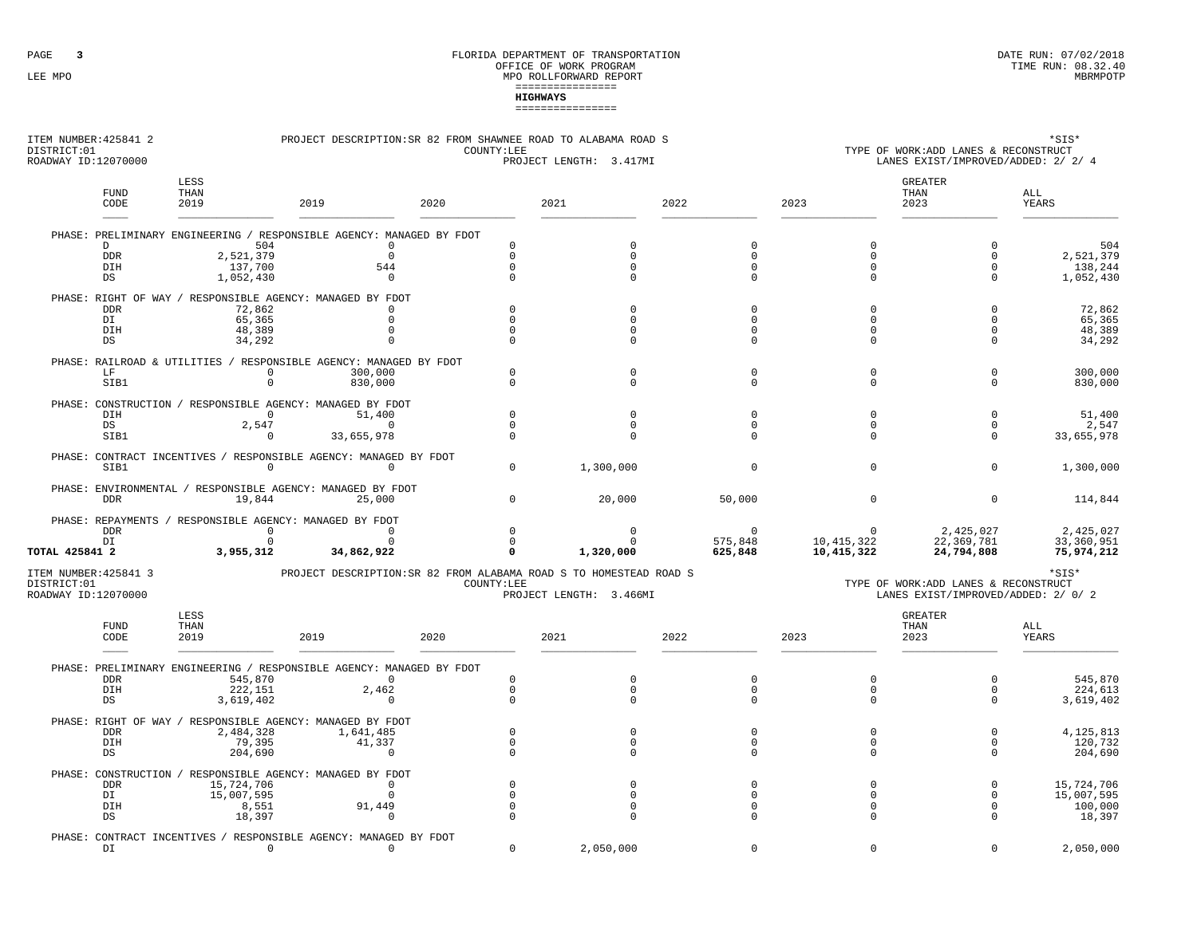FLORIDA DEPARTMENT OF TRANSPORTATION
OFFICE OF WORK PROGRAM
MPO ROLLFORWARD REPORT

LEE MPO

DATE RUN: 07/02/2018
TIME RUN: 08.32.40
MBRMPOTP

## HIGHWAYS

ITEM NUMBER:425841 2 PROJECT DESCRIPTION:SR 82 FROM SHAWNEE ROAD TO ALABAMA ROAD S *SIS*
DISTRICT:01 COUNTY:LEE TYPE OF WORK:ADD LANES & RECONSTRUCT
ROADWAY ID:12070000 PROJECT LENGTH: 3.417MI LANES EXIST/IMPROVED/ADDED: 2/ 2/ 4

| FUND CODE | LESS THAN 2019 | 2019 | 2020 | 2021 | 2022 | 2023 | GREATER THAN 2023 | ALL YEARS |
|---|---|---|---|---|---|---|---|---|
| PHASE: PRELIMINARY ENGINEERING / RESPONSIBLE AGENCY: MANAGED BY FDOT | | | | | | | | |
| D | 504 | 0 | 0 | 0 | 0 | 0 | 0 | 504 |
| DDR | 2,521,379 | 0 | 0 | 0 | 0 | 0 | 0 | 2,521,379 |
| DIH | 137,700 | 544 | 0 | 0 | 0 | 0 | 0 | 138,244 |
| DS | 1,052,430 | 0 | 0 | 0 | 0 | 0 | 0 | 1,052,430 |
| PHASE: RIGHT OF WAY / RESPONSIBLE AGENCY: MANAGED BY FDOT | | | | | | | | |
| DDR | 72,862 | 0 | 0 | 0 | 0 | 0 | 0 | 72,862 |
| DI | 65,365 | 0 | 0 | 0 | 0 | 0 | 0 | 65,365 |
| DIH | 48,389 | 0 | 0 | 0 | 0 | 0 | 0 | 48,389 |
| DS | 34,292 | 0 | 0 | 0 | 0 | 0 | 0 | 34,292 |
| PHASE: RAILROAD & UTILITIES / RESPONSIBLE AGENCY: MANAGED BY FDOT | | | | | | | | |
| LF | 0 | 300,000 | 0 | 0 | 0 | 0 | 0 | 300,000 |
| SIB1 | 0 | 830,000 | 0 | 0 | 0 | 0 | 0 | 830,000 |
| PHASE: CONSTRUCTION / RESPONSIBLE AGENCY: MANAGED BY FDOT | | | | | | | | |
| DIH | 0 | 51,400 | 0 | 0 | 0 | 0 | 0 | 51,400 |
| DS | 2,547 | 0 | 0 | 0 | 0 | 0 | 0 | 2,547 |
| SIB1 | 0 | 33,655,978 | 0 | 0 | 0 | 0 | 0 | 33,655,978 |
| PHASE: CONTRACT INCENTIVES / RESPONSIBLE AGENCY: MANAGED BY FDOT | | | | | | | | |
| SIB1 | 0 | 0 | 0 | 1,300,000 | 0 | 0 | 0 | 1,300,000 |
| PHASE: ENVIRONMENTAL / RESPONSIBLE AGENCY: MANAGED BY FDOT | | | | | | | | |
| DDR | 19,844 | 25,000 | 0 | 20,000 | 50,000 | 0 | 0 | 114,844 |
| PHASE: REPAYMENTS / RESPONSIBLE AGENCY: MANAGED BY FDOT | | | | | | | | |
| DDR | 0 | 0 | 0 | 0 | 0 | 0 | 2,425,027 | 2,425,027 |
| DI | 0 | 0 | 0 | 0 | 575,848 | 10,415,322 | 22,369,781 | 33,360,951 |
| **TOTAL 425841 2** | **3,955,312** | **34,862,922** | **0** | **1,320,000** | **625,848** | **10,415,322** | **24,794,808** | **75,974,212** |

ITEM NUMBER:425841 3 PROJECT DESCRIPTION:SR 82 FROM ALABAMA ROAD S TO HOMESTEAD ROAD S *SIS*
DISTRICT:01 COUNTY:LEE TYPE OF WORK:ADD LANES & RECONSTRUCT
ROADWAY ID:12070000 PROJECT LENGTH: 3.466MI LANES EXIST/IMPROVED/ADDED: 2/ 0/ 2

| FUND CODE | LESS THAN 2019 | 2019 | 2020 | 2021 | 2022 | 2023 | GREATER THAN 2023 | ALL YEARS |
|---|---|---|---|---|---|---|---|---|
| PHASE: PRELIMINARY ENGINEERING / RESPONSIBLE AGENCY: MANAGED BY FDOT | | | | | | | | |
| DDR | 545,870 | 0 | 0 | 0 | 0 | 0 | 0 | 545,870 |
| DIH | 222,151 | 2,462 | 0 | 0 | 0 | 0 | 0 | 224,613 |
| DS | 3,619,402 | 0 | 0 | 0 | 0 | 0 | 0 | 3,619,402 |
| PHASE: RIGHT OF WAY / RESPONSIBLE AGENCY: MANAGED BY FDOT | | | | | | | | |
| DDR | 2,484,328 | 1,641,485 | 0 | 0 | 0 | 0 | 0 | 4,125,813 |
| DIH | 79,395 | 41,337 | 0 | 0 | 0 | 0 | 0 | 120,732 |
| DS | 204,690 | 0 | 0 | 0 | 0 | 0 | 0 | 204,690 |
| PHASE: CONSTRUCTION / RESPONSIBLE AGENCY: MANAGED BY FDOT | | | | | | | | |
| DDR | 15,724,706 | 0 | 0 | 0 | 0 | 0 | 0 | 15,724,706 |
| DI | 15,007,595 | 0 | 0 | 0 | 0 | 0 | 0 | 15,007,595 |
| DIH | 8,551 | 91,449 | 0 | 0 | 0 | 0 | 0 | 100,000 |
| DS | 18,397 | 0 | 0 | 0 | 0 | 0 | 0 | 18,397 |
| PHASE: CONTRACT INCENTIVES / RESPONSIBLE AGENCY: MANAGED BY FDOT | | | | | | | | |
| DI | 0 | 0 | 0 | 2,050,000 | 0 | 0 | 0 | 2,050,000 |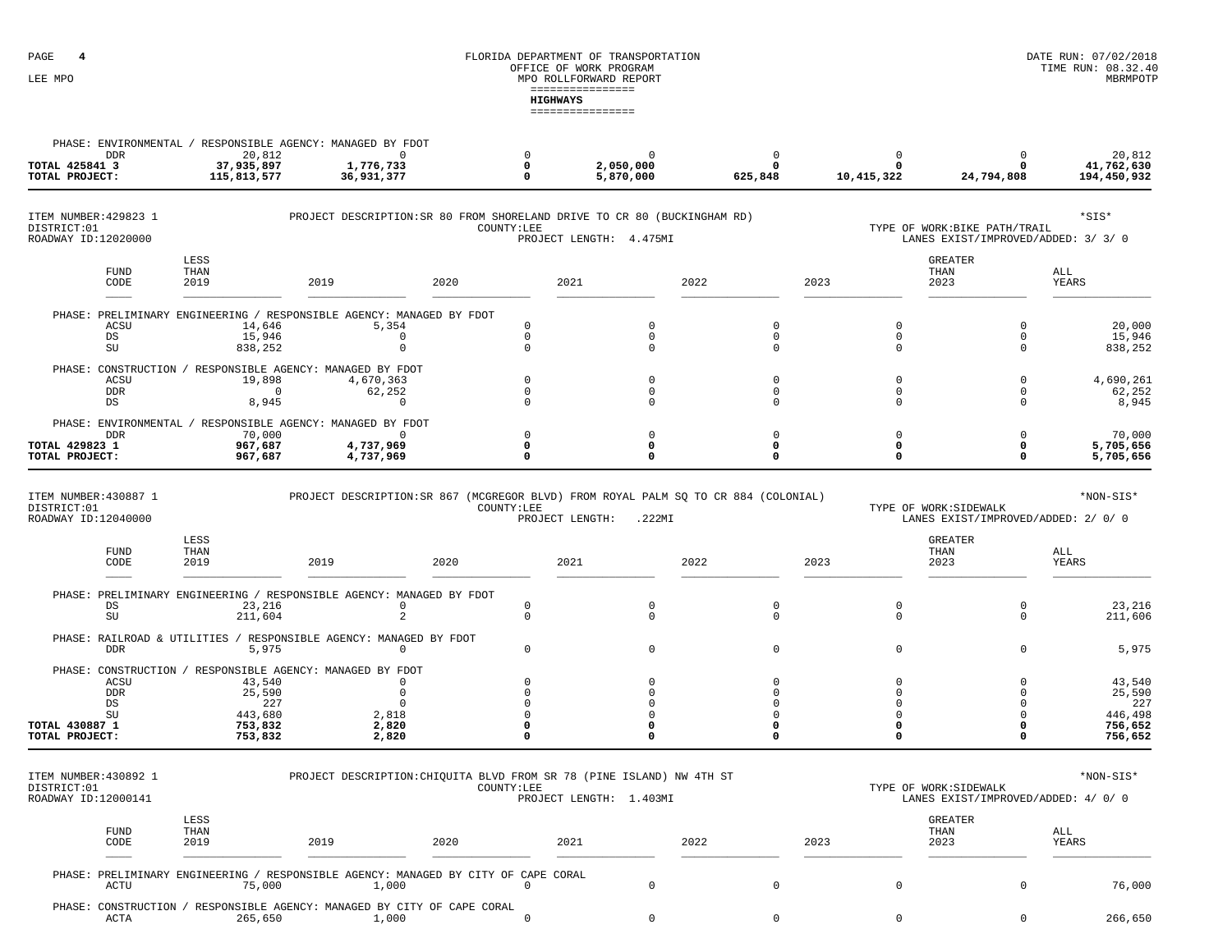FLORIDA DEPARTMENT OF TRANSPORTATION
OFFICE OF WORK PROGRAM
MPO ROLLFORWARD REPORT

## HIGHWAYS

| | | | | | | | | |
|---|---|---|---|---|---|---|---|---|
| PHASE: ENVIRONMENTAL / RESPONSIBLE AGENCY: MANAGED BY FDOT | | | | | | | | |
| DDR | 20,812 | 0 | 0 | 0 | 0 | 0 | 0 | 20,812 |
| **TOTAL 425841 3** | **37,935,897** | **1,776,733** | **0** | **2,050,000** | **0** | **0** | **0** | **41,762,630** |
| **TOTAL PROJECT:** | **115,813,577** | **36,931,377** | **0** | **5,870,000** | **625,848** | **10,415,322** | **24,794,808** | **194,450,932** |

ITEM NUMBER:429823 1 PROJECT DESCRIPTION:SR 80 FROM SHORELAND DRIVE TO CR 80 (BUCKINGHAM RD) *SIS*
DISTRICT:01 COUNTY:LEE TYPE OF WORK:BIKE PATH/TRAIL
ROADWAY ID:12020000 PROJECT LENGTH: 4.475MI LANES EXIST/IMPROVED/ADDED: 3/ 3/ 0

| FUND CODE | LESS THAN 2019 | 2019 | 2020 | 2021 | 2022 | 2023 | GREATER THAN 2023 | ALL YEARS |
|---|---|---|---|---|---|---|---|---|
| PHASE: PRELIMINARY ENGINEERING / RESPONSIBLE AGENCY: MANAGED BY FDOT | | | | | | | | |
| ACSU | 14,646 | 5,354 | 0 | 0 | 0 | 0 | 0 | 20,000 |
| DS | 15,946 | 0 | 0 | 0 | 0 | 0 | 0 | 15,946 |
| SU | 838,252 | 0 | 0 | 0 | 0 | 0 | 0 | 838,252 |
| PHASE: CONSTRUCTION / RESPONSIBLE AGENCY: MANAGED BY FDOT | | | | | | | | |
| ACSU | 19,898 | 4,670,363 | 0 | 0 | 0 | 0 | 0 | 4,690,261 |
| DDR | 0 | 62,252 | 0 | 0 | 0 | 0 | 0 | 62,252 |
| DS | 8,945 | 0 | 0 | 0 | 0 | 0 | 0 | 8,945 |
| PHASE: ENVIRONMENTAL / RESPONSIBLE AGENCY: MANAGED BY FDOT | | | | | | | | |
| DDR | 70,000 | 0 | 0 | 0 | 0 | 0 | 0 | 70,000 |
| **TOTAL 429823 1** | **967,687** | **4,737,969** | **0** | **0** | **0** | **0** | **0** | **5,705,656** |
| **TOTAL PROJECT:** | **967,687** | **4,737,969** | **0** | **0** | **0** | **0** | **0** | **5,705,656** |

ITEM NUMBER:430887 1 PROJECT DESCRIPTION:SR 867 (MCGREGOR BLVD) FROM ROYAL PALM SQ TO CR 884 (COLONIAL) *NON-SIS*
DISTRICT:01 COUNTY:LEE TYPE OF WORK:SIDEWALK
ROADWAY ID:12040000 PROJECT LENGTH: .222MI LANES EXIST/IMPROVED/ADDED: 2/ 0/ 0

| FUND CODE | LESS THAN 2019 | 2019 | 2020 | 2021 | 2022 | 2023 | GREATER THAN 2023 | ALL YEARS |
|---|---|---|---|---|---|---|---|---|
| PHASE: PRELIMINARY ENGINEERING / RESPONSIBLE AGENCY: MANAGED BY FDOT | | | | | | | | |
| DS | 23,216 | 0 | 0 | 0 | 0 | 0 | 0 | 23,216 |
| SU | 211,604 | 2 | 0 | 0 | 0 | 0 | 0 | 211,606 |
| PHASE: RAILROAD & UTILITIES / RESPONSIBLE AGENCY: MANAGED BY FDOT | | | | | | | | |
| DDR | 5,975 | 0 | 0 | 0 | 0 | 0 | 0 | 5,975 |
| PHASE: CONSTRUCTION / RESPONSIBLE AGENCY: MANAGED BY FDOT | | | | | | | | |
| ACSU | 43,540 | 0 | 0 | 0 | 0 | 0 | 0 | 43,540 |
| DDR | 25,590 | 0 | 0 | 0 | 0 | 0 | 0 | 25,590 |
| DS | 227 | 0 | 0 | 0 | 0 | 0 | 0 | 227 |
| SU | 443,680 | 2,818 | 0 | 0 | 0 | 0 | 0 | 446,498 |
| **TOTAL 430887 1** | **753,832** | **2,820** | **0** | **0** | **0** | **0** | **0** | **756,652** |
| **TOTAL PROJECT:** | **753,832** | **2,820** | **0** | **0** | **0** | **0** | **0** | **756,652** |

ITEM NUMBER:430892 1 PROJECT DESCRIPTION:CHIQUITA BLVD FROM SR 78 (PINE ISLAND) NW 4TH ST *NON-SIS*
DISTRICT:01 COUNTY:LEE TYPE OF WORK:SIDEWALK
ROADWAY ID:12000141 PROJECT LENGTH: 1.403MI LANES EXIST/IMPROVED/ADDED: 4/ 0/ 0

| FUND CODE | LESS THAN 2019 | 2019 | 2020 | 2021 | 2022 | 2023 | GREATER THAN 2023 | ALL YEARS |
|---|---|---|---|---|---|---|---|---|
| PHASE: PRELIMINARY ENGINEERING / RESPONSIBLE AGENCY: MANAGED BY CITY OF CAPE CORAL | | | | | | | | |
| ACTU | 75,000 | 1,000 | 0 | 0 | 0 | 0 | 0 | 76,000 |
| PHASE: CONSTRUCTION / RESPONSIBLE AGENCY: MANAGED BY CITY OF CAPE CORAL | | | | | | | | |
| ACTA | 265,650 | 1,000 | 0 | 0 | 0 | 0 | 0 | 266,650 |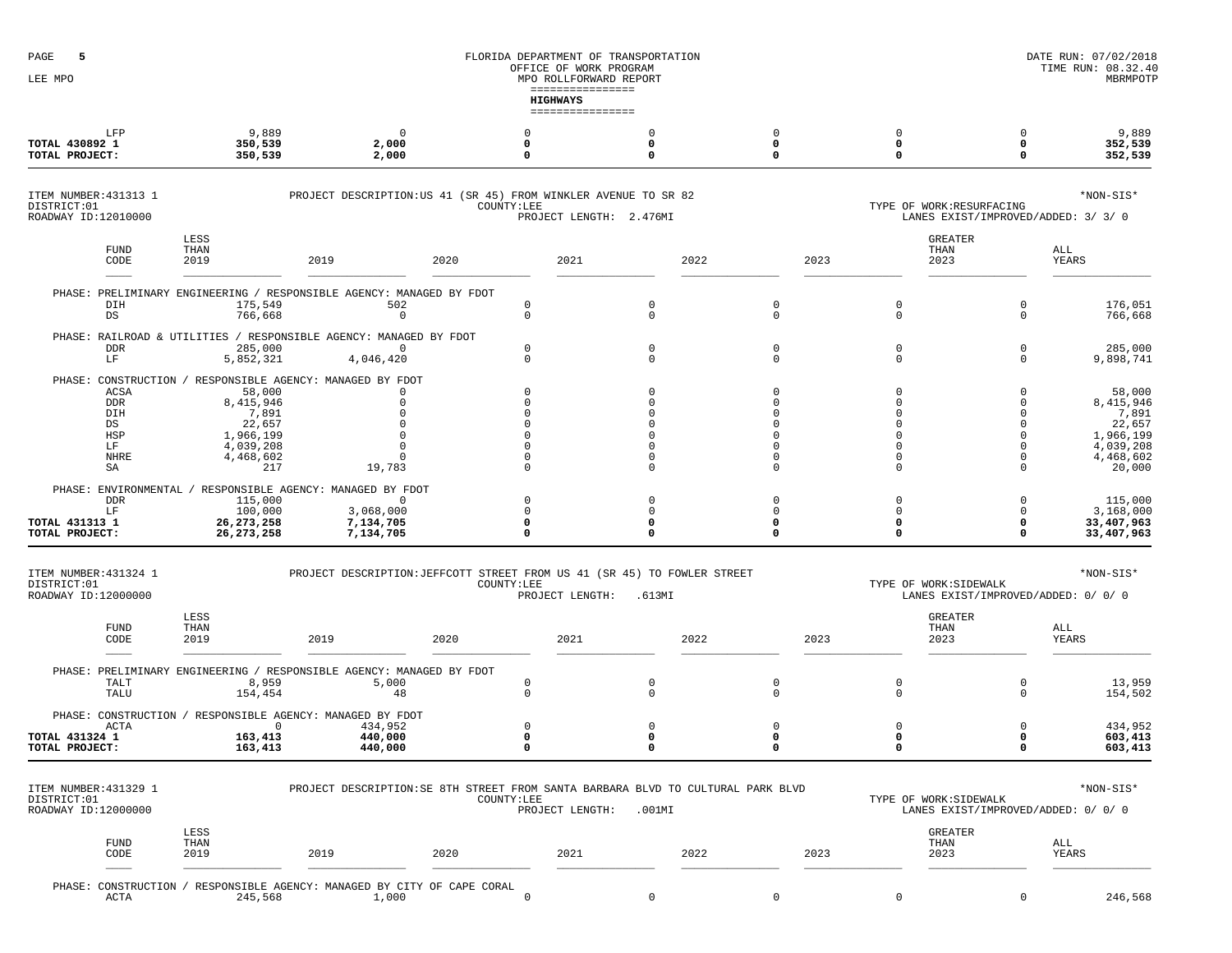FLORIDA DEPARTMENT OF TRANSPORTATION
OFFICE OF WORK PROGRAM
MPO ROLLFORWARD REPORT

DATE RUN: 07/02/2018
TIME RUN: 08.32.40
MBRMPOTP

LEE MPO

**HIGHWAYS**

| | LESS THAN 2019 | 2019 | 2020 | 2021 | 2022 | 2023 | GREATER THAN 2023 | ALL YEARS |
|---|---|---|---|---|---|---|---|---|
| LFP | 9,889 | 0 | 0 | 0 | 0 | 0 | 0 | 9,889 |
| **TOTAL 430892 1** | **350,539** | **2,000** | **0** | **0** | **0** | **0** | **0** | **352,539** |
| **TOTAL PROJECT:** | **350,539** | **2,000** | **0** | **0** | **0** | **0** | **0** | **352,539** |

ITEM NUMBER:431313 1 PROJECT DESCRIPTION:US 41 (SR 45) FROM WINKLER AVENUE TO SR 82 *NON-SIS*
DISTRICT:01 COUNTY:LEE TYPE OF WORK:RESURFACING
ROADWAY ID:12010000 PROJECT LENGTH: 2.476MI LANES EXIST/IMPROVED/ADDED: 3/ 3/ 0

| FUND CODE | LESS THAN 2019 | 2019 | 2020 | 2021 | 2022 | 2023 | GREATER THAN 2023 | ALL YEARS |
|---|---|---|---|---|---|---|---|---|
| PHASE: PRELIMINARY ENGINEERING / RESPONSIBLE AGENCY: MANAGED BY FDOT | | | | | | | | |
| DIH | 175,549 | 502 | 0 | 0 | 0 | 0 | 0 | 176,051 |
| DS | 766,668 | 0 | 0 | 0 | 0 | 0 | 0 | 766,668 |
| PHASE: RAILROAD & UTILITIES / RESPONSIBLE AGENCY: MANAGED BY FDOT | | | | | | | | |
| DDR | 285,000 | 0 | 0 | 0 | 0 | 0 | 0 | 285,000 |
| LF | 5,852,321 | 4,046,420 | 0 | 0 | 0 | 0 | 0 | 9,898,741 |
| PHASE: CONSTRUCTION / RESPONSIBLE AGENCY: MANAGED BY FDOT | | | | | | | | |
| ACSA | 58,000 | 0 | 0 | 0 | 0 | 0 | 0 | 58,000 |
| DDR | 8,415,946 | 0 | 0 | 0 | 0 | 0 | 0 | 8,415,946 |
| DIH | 7,891 | 0 | 0 | 0 | 0 | 0 | 0 | 7,891 |
| DS | 22,657 | 0 | 0 | 0 | 0 | 0 | 0 | 22,657 |
| HSP | 1,966,199 | 0 | 0 | 0 | 0 | 0 | 0 | 1,966,199 |
| LF | 4,039,208 | 0 | 0 | 0 | 0 | 0 | 0 | 4,039,208 |
| NHRE | 4,468,602 | 0 | 0 | 0 | 0 | 0 | 0 | 4,468,602 |
| SA | 217 | 19,783 | 0 | 0 | 0 | 0 | 0 | 20,000 |
| PHASE: ENVIRONMENTAL / RESPONSIBLE AGENCY: MANAGED BY FDOT | | | | | | | | |
| DDR | 115,000 | 0 | 0 | 0 | 0 | 0 | 0 | 115,000 |
| LF | 100,000 | 3,068,000 | 0 | 0 | 0 | 0 | 0 | 3,168,000 |
| **TOTAL 431313 1** | **26,273,258** | **7,134,705** | **0** | **0** | **0** | **0** | **0** | **33,407,963** |
| **TOTAL PROJECT:** | **26,273,258** | **7,134,705** | **0** | **0** | **0** | **0** | **0** | **33,407,963** |

ITEM NUMBER:431324 1 PROJECT DESCRIPTION:JEFFCOTT STREET FROM US 41 (SR 45) TO FOWLER STREET *NON-SIS*
DISTRICT:01 COUNTY:LEE TYPE OF WORK:SIDEWALK
ROADWAY ID:12000000 PROJECT LENGTH: .613MI LANES EXIST/IMPROVED/ADDED: 0/ 0/ 0

| FUND CODE | LESS THAN 2019 | 2019 | 2020 | 2021 | 2022 | 2023 | GREATER THAN 2023 | ALL YEARS |
|---|---|---|---|---|---|---|---|---|
| PHASE: PRELIMINARY ENGINEERING / RESPONSIBLE AGENCY: MANAGED BY FDOT | | | | | | | | |
| TALT | 8,959 | 5,000 | 0 | 0 | 0 | 0 | 0 | 13,959 |
| TALU | 154,454 | 48 | 0 | 0 | 0 | 0 | 0 | 154,502 |
| PHASE: CONSTRUCTION / RESPONSIBLE AGENCY: MANAGED BY FDOT | | | | | | | | |
| ACTA | 0 | 434,952 | 0 | 0 | 0 | 0 | 0 | 434,952 |
| **TOTAL 431324 1** | **163,413** | **440,000** | **0** | **0** | **0** | **0** | **0** | **603,413** |
| **TOTAL PROJECT:** | **163,413** | **440,000** | **0** | **0** | **0** | **0** | **0** | **603,413** |

ITEM NUMBER:431329 1 PROJECT DESCRIPTION:SE 8TH STREET FROM SANTA BARBARA BLVD TO CULTURAL PARK BLVD *NON-SIS*
DISTRICT:01 COUNTY:LEE TYPE OF WORK:SIDEWALK
ROADWAY ID:12000000 PROJECT LENGTH: .001MI LANES EXIST/IMPROVED/ADDED: 0/ 0/ 0

| FUND CODE | LESS THAN 2019 | 2019 | 2020 | 2021 | 2022 | 2023 | GREATER THAN 2023 | ALL YEARS |
|---|---|---|---|---|---|---|---|---|
| PHASE: CONSTRUCTION / RESPONSIBLE AGENCY: MANAGED BY CITY OF CAPE CORAL | | | | | | | | |
| ACTA | 245,568 | 1,000 | 0 | 0 | 0 | 0 | 0 | 246,568 |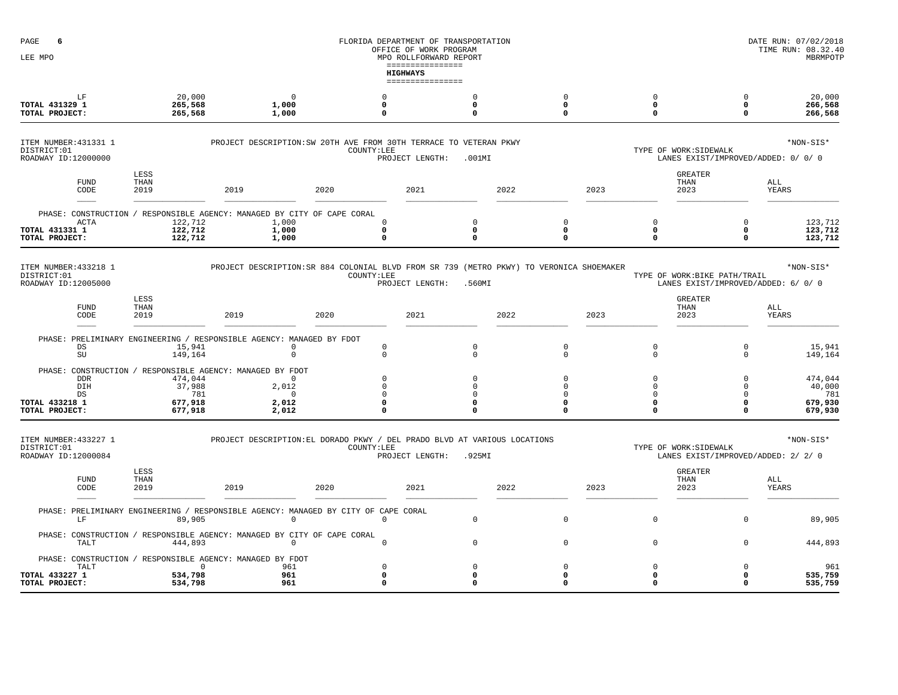## HIGHWAYS

| FUND CODE | LESS THAN 2019 | 2019 | 2020 | 2021 | 2022 | 2023 | GREATER THAN 2023 | ALL YEARS |
|---|---|---|---|---|---|---|---|---|
| LF | 20,000 | 0 | 0 | 0 | 0 | 0 | 0 | 20,000 |
| **TOTAL 431329 1** | **265,568** | **1,000** | **0** | **0** | **0** | **0** | **0** | **266,568** |
| **TOTAL PROJECT:** | **265,568** | **1,000** | **0** | **0** | **0** | **0** | **0** | **266,568** |

ITEM NUMBER:431331 1 PROJECT DESCRIPTION:SW 20TH AVE FROM 30TH TERRACE TO VETERAN PKWY *NON-SIS*
DISTRICT:01 COUNTY:LEE TYPE OF WORK:SIDEWALK
ROADWAY ID:12000000 PROJECT LENGTH: .001MI LANES EXIST/IMPROVED/ADDED: 0/ 0/ 0

| FUND CODE | LESS THAN 2019 | 2019 | 2020 | 2021 | 2022 | 2023 | GREATER THAN 2023 | ALL YEARS |
|---|---|---|---|---|---|---|---|---|
| PHASE: CONSTRUCTION / RESPONSIBLE AGENCY: MANAGED BY CITY OF CAPE CORAL | | | | | | | | |
| ACTA | 122,712 | 1,000 | 0 | 0 | 0 | 0 | 0 | 123,712 |
| **TOTAL 431331 1** | **122,712** | **1,000** | **0** | **0** | **0** | **0** | **0** | **123,712** |
| **TOTAL PROJECT:** | **122,712** | **1,000** | **0** | **0** | **0** | **0** | **0** | **123,712** |

ITEM NUMBER:433218 1 PROJECT DESCRIPTION:SR 884 COLONIAL BLVD FROM SR 739 (METRO PKWY) TO VERONICA SHOEMAKER *NON-SIS*
DISTRICT:01 COUNTY:LEE TYPE OF WORK:BIKE PATH/TRAIL
ROADWAY ID:12005000 PROJECT LENGTH: .560MI LANES EXIST/IMPROVED/ADDED: 6/ 0/ 0

| FUND CODE | LESS THAN 2019 | 2019 | 2020 | 2021 | 2022 | 2023 | GREATER THAN 2023 | ALL YEARS |
|---|---|---|---|---|---|---|---|---|
| PHASE: PRELIMINARY ENGINEERING / RESPONSIBLE AGENCY: MANAGED BY FDOT | | | | | | | | |
| DS | 15,941 | 0 | 0 | 0 | 0 | 0 | 0 | 15,941 |
| SU | 149,164 | 0 | 0 | 0 | 0 | 0 | 0 | 149,164 |
| PHASE: CONSTRUCTION / RESPONSIBLE AGENCY: MANAGED BY FDOT | | | | | | | | |
| DDR | 474,044 | 0 | 0 | 0 | 0 | 0 | 0 | 474,044 |
| DIH | 37,988 | 2,012 | 0 | 0 | 0 | 0 | 0 | 40,000 |
| DS | 781 | 0 | 0 | 0 | 0 | 0 | 0 | 781 |
| **TOTAL 433218 1** | **677,918** | **2,012** | **0** | **0** | **0** | **0** | **0** | **679,930** |
| **TOTAL PROJECT:** | **677,918** | **2,012** | **0** | **0** | **0** | **0** | **0** | **679,930** |

ITEM NUMBER:433227 1 PROJECT DESCRIPTION:EL DORADO PKWY / DEL PRADO BLVD AT VARIOUS LOCATIONS *NON-SIS*
DISTRICT:01 COUNTY:LEE TYPE OF WORK:SIDEWALK
ROADWAY ID:12000084 PROJECT LENGTH: .925MI LANES EXIST/IMPROVED/ADDED: 2/ 2/ 0

| FUND CODE | LESS THAN 2019 | 2019 | 2020 | 2021 | 2022 | 2023 | GREATER THAN 2023 | ALL YEARS |
|---|---|---|---|---|---|---|---|---|
| PHASE: PRELIMINARY ENGINEERING / RESPONSIBLE AGENCY: MANAGED BY CITY OF CAPE CORAL | | | | | | | | |
| LF | 89,905 | 0 | 0 | 0 | 0 | 0 | 0 | 89,905 |
| PHASE: CONSTRUCTION / RESPONSIBLE AGENCY: MANAGED BY CITY OF CAPE CORAL | | | | | | | | |
| TALT | 444,893 | 0 | 0 | 0 | 0 | 0 | 0 | 444,893 |
| PHASE: CONSTRUCTION / RESPONSIBLE AGENCY: MANAGED BY FDOT | | | | | | | | |
| TALT | 0 | 961 | 0 | 0 | 0 | 0 | 0 | 961 |
| **TOTAL 433227 1** | **534,798** | **961** | **0** | **0** | **0** | **0** | **0** | **535,759** |
| **TOTAL PROJECT:** | **534,798** | **961** | **0** | **0** | **0** | **0** | **0** | **535,759** |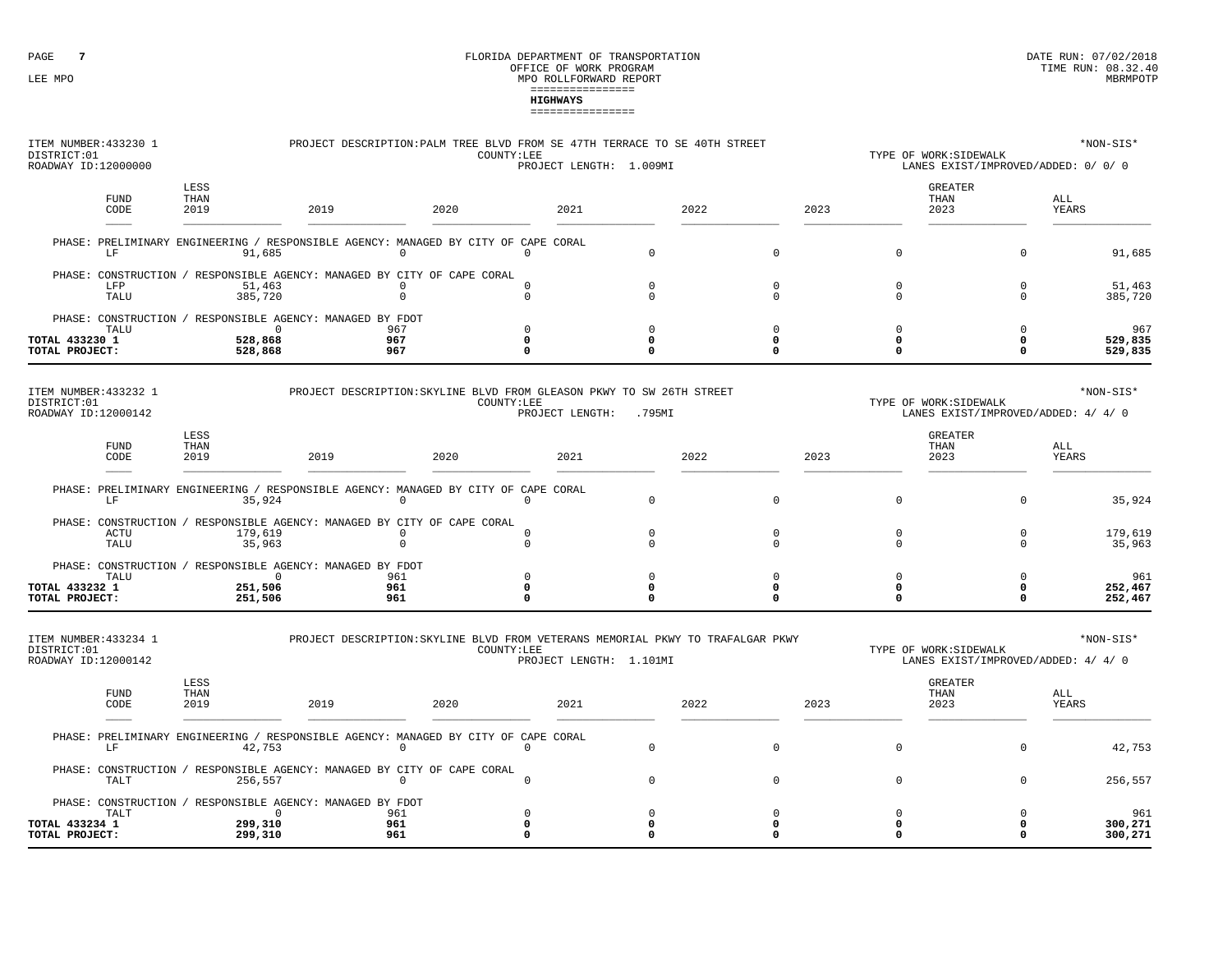FLORIDA DEPARTMENT OF TRANSPORTATION
OFFICE OF WORK PROGRAM
MPO ROLLFORWARD REPORT

DATE RUN: 07/02/2018
TIME RUN: 08.32.40
MBRMPOTP

LEE MPO

## HIGHWAYS

ITEM NUMBER:433230 1 PROJECT DESCRIPTION:PALM TREE BLVD FROM SE 47TH TERRACE TO SE 40TH STREET *NON-SIS*
DISTRICT:01 COUNTY:LEE TYPE OF WORK:SIDEWALK
ROADWAY ID:12000000 PROJECT LENGTH: 1.009MI LANES EXIST/IMPROVED/ADDED: 0/ 0/ 0

| FUND CODE | LESS THAN 2019 | 2019 | 2020 | 2021 | 2022 | 2023 | GREATER THAN 2023 | ALL YEARS |
|---|---|---|---|---|---|---|---|---|
| PHASE: PRELIMINARY ENGINEERING / RESPONSIBLE AGENCY: MANAGED BY CITY OF CAPE CORAL | | | | | | | | |
| LF | 91,685 | 0 | 0 | 0 | 0 | 0 | 0 | 91,685 |
| PHASE: CONSTRUCTION / RESPONSIBLE AGENCY: MANAGED BY CITY OF CAPE CORAL | | | | | | | | |
| LFP | 51,463 | 0 | 0 | 0 | 0 | 0 | 0 | 51,463 |
| TALU | 385,720 | 0 | 0 | 0 | 0 | 0 | 0 | 385,720 |
| PHASE: CONSTRUCTION / RESPONSIBLE AGENCY: MANAGED BY FDOT | | | | | | | | |
| TALU | 0 | 967 | 0 | 0 | 0 | 0 | 0 | 967 |
| **TOTAL 433230 1** | **528,868** | **967** | **0** | **0** | **0** | **0** | **0** | **529,835** |
| **TOTAL PROJECT:** | **528,868** | **967** | **0** | **0** | **0** | **0** | **0** | **529,835** |

ITEM NUMBER:433232 1 PROJECT DESCRIPTION:SKYLINE BLVD FROM GLEASON PKWY TO SW 26TH STREET *NON-SIS*
DISTRICT:01 COUNTY:LEE TYPE OF WORK:SIDEWALK
ROADWAY ID:12000142 PROJECT LENGTH: .795MI LANES EXIST/IMPROVED/ADDED: 4/ 4/ 0

| FUND CODE | LESS THAN 2019 | 2019 | 2020 | 2021 | 2022 | 2023 | GREATER THAN 2023 | ALL YEARS |
|---|---|---|---|---|---|---|---|---|
| PHASE: PRELIMINARY ENGINEERING / RESPONSIBLE AGENCY: MANAGED BY CITY OF CAPE CORAL | | | | | | | | |
| LF | 35,924 | 0 | 0 | 0 | 0 | 0 | 0 | 35,924 |
| PHASE: CONSTRUCTION / RESPONSIBLE AGENCY: MANAGED BY CITY OF CAPE CORAL | | | | | | | | |
| ACTU | 179,619 | 0 | 0 | 0 | 0 | 0 | 0 | 179,619 |
| TALU | 35,963 | 0 | 0 | 0 | 0 | 0 | 0 | 35,963 |
| PHASE: CONSTRUCTION / RESPONSIBLE AGENCY: MANAGED BY FDOT | | | | | | | | |
| TALU | 0 | 961 | 0 | 0 | 0 | 0 | 0 | 961 |
| **TOTAL 433232 1** | **251,506** | **961** | **0** | **0** | **0** | **0** | **0** | **252,467** |
| **TOTAL PROJECT:** | **251,506** | **961** | **0** | **0** | **0** | **0** | **0** | **252,467** |

ITEM NUMBER:433234 1 PROJECT DESCRIPTION:SKYLINE BLVD FROM VETERANS MEMORIAL PKWY TO TRAFALGAR PKWY *NON-SIS*
DISTRICT:01 COUNTY:LEE TYPE OF WORK:SIDEWALK
ROADWAY ID:12000142 PROJECT LENGTH: 1.101MI LANES EXIST/IMPROVED/ADDED: 4/ 4/ 0

| FUND CODE | LESS THAN 2019 | 2019 | 2020 | 2021 | 2022 | 2023 | GREATER THAN 2023 | ALL YEARS |
|---|---|---|---|---|---|---|---|---|
| PHASE: PRELIMINARY ENGINEERING / RESPONSIBLE AGENCY: MANAGED BY CITY OF CAPE CORAL | | | | | | | | |
| LF | 42,753 | 0 | 0 | 0 | 0 | 0 | 0 | 42,753 |
| PHASE: CONSTRUCTION / RESPONSIBLE AGENCY: MANAGED BY CITY OF CAPE CORAL | | | | | | | | |
| TALT | 256,557 | 0 | 0 | 0 | 0 | 0 | 0 | 256,557 |
| PHASE: CONSTRUCTION / RESPONSIBLE AGENCY: MANAGED BY FDOT | | | | | | | | |
| TALT | 0 | 961 | 0 | 0 | 0 | 0 | 0 | 961 |
| **TOTAL 433234 1** | **299,310** | **961** | **0** | **0** | **0** | **0** | **0** | **300,271** |
| **TOTAL PROJECT:** | **299,310** | **961** | **0** | **0** | **0** | **0** | **0** | **300,271** |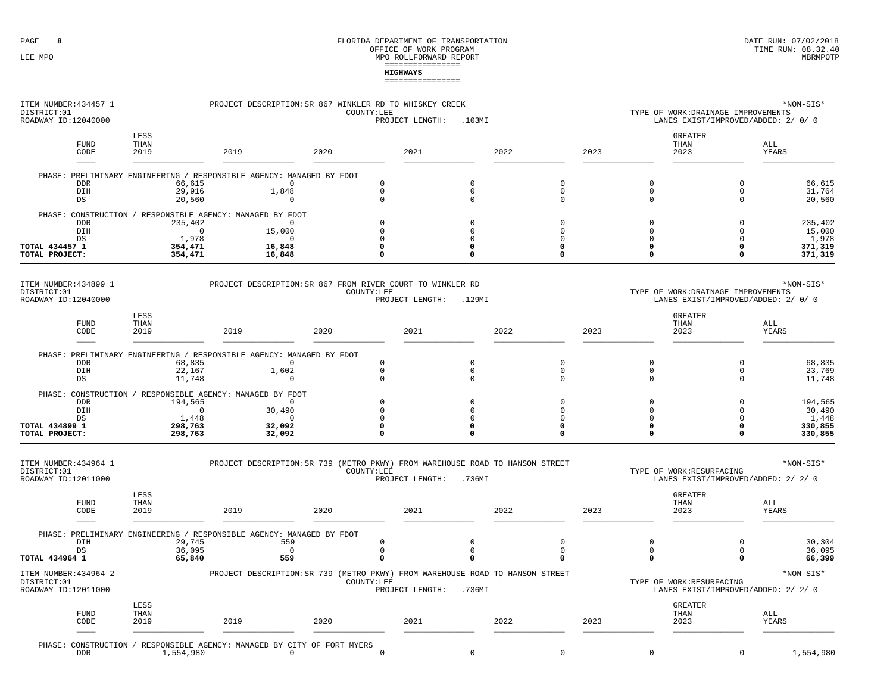FLORIDA DEPARTMENT OF TRANSPORTATION
OFFICE OF WORK PROGRAM
MPO ROLLFORWARD REPORT

## HIGHWAYS

LEE MPO — DATE RUN: 07/02/2018 — TIME RUN: 08.32.40 — MBRMPOTP

---

ITEM NUMBER:434457 1 — PROJECT DESCRIPTION:SR 867 WINKLER RD TO WHISKEY CREEK — *NON-SIS*
DISTRICT:01 — COUNTY:LEE — TYPE OF WORK:DRAINAGE IMPROVEMENTS
ROADWAY ID:12040000 — PROJECT LENGTH: .103MI — LANES EXIST/IMPROVED/ADDED: 2/ 0/ 0

| FUND CODE | LESS THAN 2019 | 2019 | 2020 | 2021 | 2022 | 2023 | GREATER THAN 2023 | ALL YEARS |
|---|---|---|---|---|---|---|---|---|
| PHASE: PRELIMINARY ENGINEERING / RESPONSIBLE AGENCY: MANAGED BY FDOT | | | | | | | | |
| DDR | 66,615 | 0 | 0 | 0 | 0 | 0 | 0 | 66,615 |
| DIH | 29,916 | 1,848 | 0 | 0 | 0 | 0 | 0 | 31,764 |
| DS | 20,560 | 0 | 0 | 0 | 0 | 0 | 0 | 20,560 |
| PHASE: CONSTRUCTION / RESPONSIBLE AGENCY: MANAGED BY FDOT | | | | | | | | |
| DDR | 235,402 | 0 | 0 | 0 | 0 | 0 | 0 | 235,402 |
| DIH | 0 | 15,000 | 0 | 0 | 0 | 0 | 0 | 15,000 |
| DS | 1,978 | 0 | 0 | 0 | 0 | 0 | 0 | 1,978 |
| **TOTAL 434457 1** | **354,471** | **16,848** | **0** | **0** | **0** | **0** | **0** | **371,319** |
| **TOTAL PROJECT:** | **354,471** | **16,848** | **0** | **0** | **0** | **0** | **0** | **371,319** |

---

ITEM NUMBER:434899 1 — PROJECT DESCRIPTION:SR 867 FROM RIVER COURT TO WINKLER RD — *NON-SIS*
DISTRICT:01 — COUNTY:LEE — TYPE OF WORK:DRAINAGE IMPROVEMENTS
ROADWAY ID:12040000 — PROJECT LENGTH: .129MI — LANES EXIST/IMPROVED/ADDED: 2/ 0/ 0

| FUND CODE | LESS THAN 2019 | 2019 | 2020 | 2021 | 2022 | 2023 | GREATER THAN 2023 | ALL YEARS |
|---|---|---|---|---|---|---|---|---|
| PHASE: PRELIMINARY ENGINEERING / RESPONSIBLE AGENCY: MANAGED BY FDOT | | | | | | | | |
| DDR | 68,835 | 0 | 0 | 0 | 0 | 0 | 0 | 68,835 |
| DIH | 22,167 | 1,602 | 0 | 0 | 0 | 0 | 0 | 23,769 |
| DS | 11,748 | 0 | 0 | 0 | 0 | 0 | 0 | 11,748 |
| PHASE: CONSTRUCTION / RESPONSIBLE AGENCY: MANAGED BY FDOT | | | | | | | | |
| DDR | 194,565 | 0 | 0 | 0 | 0 | 0 | 0 | 194,565 |
| DIH | 0 | 30,490 | 0 | 0 | 0 | 0 | 0 | 30,490 |
| DS | 1,448 | 0 | 0 | 0 | 0 | 0 | 0 | 1,448 |
| **TOTAL 434899 1** | **298,763** | **32,092** | **0** | **0** | **0** | **0** | **0** | **330,855** |
| **TOTAL PROJECT:** | **298,763** | **32,092** | **0** | **0** | **0** | **0** | **0** | **330,855** |

---

ITEM NUMBER:434964 1 — PROJECT DESCRIPTION:SR 739 (METRO PKWY) FROM WAREHOUSE ROAD TO HANSON STREET — *NON-SIS*
DISTRICT:01 — COUNTY:LEE — TYPE OF WORK:RESURFACING
ROADWAY ID:12011000 — PROJECT LENGTH: .736MI — LANES EXIST/IMPROVED/ADDED: 2/ 2/ 0

| FUND CODE | LESS THAN 2019 | 2019 | 2020 | 2021 | 2022 | 2023 | GREATER THAN 2023 | ALL YEARS |
|---|---|---|---|---|---|---|---|---|
| PHASE: PRELIMINARY ENGINEERING / RESPONSIBLE AGENCY: MANAGED BY FDOT | | | | | | | | |
| DIH | 29,745 | 559 | 0 | 0 | 0 | 0 | 0 | 30,304 |
| DS | 36,095 | 0 | 0 | 0 | 0 | 0 | 0 | 36,095 |
| **TOTAL 434964 1** | **65,840** | **559** | **0** | **0** | **0** | **0** | **0** | **66,399** |

ITEM NUMBER:434964 2 — PROJECT DESCRIPTION:SR 739 (METRO PKWY) FROM WAREHOUSE ROAD TO HANSON STREET — *NON-SIS*
DISTRICT:01 — COUNTY:LEE — TYPE OF WORK:RESURFACING
ROADWAY ID:12011000 — PROJECT LENGTH: .736MI — LANES EXIST/IMPROVED/ADDED: 2/ 2/ 0

| FUND CODE | LESS THAN 2019 | 2019 | 2020 | 2021 | 2022 | 2023 | GREATER THAN 2023 | ALL YEARS |
|---|---|---|---|---|---|---|---|---|
| PHASE: CONSTRUCTION / RESPONSIBLE AGENCY: MANAGED BY CITY OF FORT MYERS | | | | | | | | |
| DDR | 1,554,980 | 0 | 0 | 0 | 0 | 0 | 0 | 1,554,980 |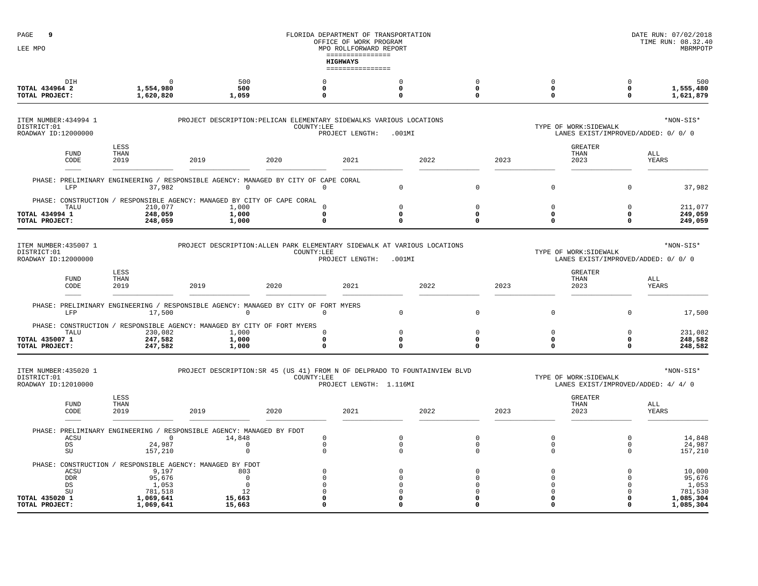FLORIDA DEPARTMENT OF TRANSPORTATION
OFFICE OF WORK PROGRAM
MPO ROLLFORWARD REPORT

**HIGHWAYS**

| | Less Than 2019 | 2019 | 2020 | 2021 | 2022 | 2023 | Greater Than 2023 | All Years |
|---|---|---|---|---|---|---|---|---|
| DIH | 0 | 500 | 0 | 0 | 0 | 0 | 0 | 500 |
| **TOTAL 434964 2** | **1,554,980** | **500** | **0** | **0** | **0** | **0** | **0** | **1,555,480** |
| **TOTAL PROJECT:** | **1,620,820** | **1,059** | **0** | **0** | **0** | **0** | **0** | **1,621,879** |

ITEM NUMBER:434994 1 — PROJECT DESCRIPTION:PELICAN ELEMENTARY SIDEWALKS VARIOUS LOCATIONS — *NON-SIS*
DISTRICT:01 — COUNTY:LEE — TYPE OF WORK:SIDEWALK
ROADWAY ID:12000000 — PROJECT LENGTH: .001MI — LANES EXIST/IMPROVED/ADDED: 0/ 0/ 0

| FUND CODE | LESS THAN 2019 | 2019 | 2020 | 2021 | 2022 | 2023 | GREATER THAN 2023 | ALL YEARS |
|---|---|---|---|---|---|---|---|---|
| PHASE: PRELIMINARY ENGINEERING / RESPONSIBLE AGENCY: MANAGED BY CITY OF CAPE CORAL | | | | | | | | |
| LFP | 37,982 | 0 | 0 | 0 | 0 | 0 | 0 | 37,982 |
| PHASE: CONSTRUCTION / RESPONSIBLE AGENCY: MANAGED BY CITY OF CAPE CORAL | | | | | | | | |
| TALU | 210,077 | 1,000 | 0 | 0 | 0 | 0 | 0 | 211,077 |
| **TOTAL 434994 1** | **248,059** | **1,000** | **0** | **0** | **0** | **0** | **0** | **249,059** |
| **TOTAL PROJECT:** | **248,059** | **1,000** | **0** | **0** | **0** | **0** | **0** | **249,059** |

ITEM NUMBER:435007 1 — PROJECT DESCRIPTION:ALLEN PARK ELEMENTARY SIDEWALK AT VARIOUS LOCATIONS — *NON-SIS*
DISTRICT:01 — COUNTY:LEE — TYPE OF WORK:SIDEWALK
ROADWAY ID:12000000 — PROJECT LENGTH: .001MI — LANES EXIST/IMPROVED/ADDED: 0/ 0/ 0

| FUND CODE | LESS THAN 2019 | 2019 | 2020 | 2021 | 2022 | 2023 | GREATER THAN 2023 | ALL YEARS |
|---|---|---|---|---|---|---|---|---|
| PHASE: PRELIMINARY ENGINEERING / RESPONSIBLE AGENCY: MANAGED BY CITY OF FORT MYERS | | | | | | | | |
| LFP | 17,500 | 0 | 0 | 0 | 0 | 0 | 0 | 17,500 |
| PHASE: CONSTRUCTION / RESPONSIBLE AGENCY: MANAGED BY CITY OF FORT MYERS | | | | | | | | |
| TALU | 230,082 | 1,000 | 0 | 0 | 0 | 0 | 0 | 231,082 |
| **TOTAL 435007 1** | **247,582** | **1,000** | **0** | **0** | **0** | **0** | **0** | **248,582** |
| **TOTAL PROJECT:** | **247,582** | **1,000** | **0** | **0** | **0** | **0** | **0** | **248,582** |

ITEM NUMBER:435020 1 — PROJECT DESCRIPTION:SR 45 (US 41) FROM N OF DELPRADO TO FOUNTAINVIEW BLVD — *NON-SIS*
DISTRICT:01 — COUNTY:LEE — TYPE OF WORK:SIDEWALK
ROADWAY ID:12010000 — PROJECT LENGTH: 1.116MI — LANES EXIST/IMPROVED/ADDED: 4/ 4/ 0

| FUND CODE | LESS THAN 2019 | 2019 | 2020 | 2021 | 2022 | 2023 | GREATER THAN 2023 | ALL YEARS |
|---|---|---|---|---|---|---|---|---|
| PHASE: PRELIMINARY ENGINEERING / RESPONSIBLE AGENCY: MANAGED BY FDOT | | | | | | | | |
| ACSU | 0 | 14,848 | 0 | 0 | 0 | 0 | 0 | 14,848 |
| DS | 24,987 | 0 | 0 | 0 | 0 | 0 | 0 | 24,987 |
| SU | 157,210 | 0 | 0 | 0 | 0 | 0 | 0 | 157,210 |
| PHASE: CONSTRUCTION / RESPONSIBLE AGENCY: MANAGED BY FDOT | | | | | | | | |
| ACSU | 9,197 | 803 | 0 | 0 | 0 | 0 | 0 | 10,000 |
| DDR | 95,676 | 0 | 0 | 0 | 0 | 0 | 0 | 95,676 |
| DS | 1,053 | 0 | 0 | 0 | 0 | 0 | 0 | 1,053 |
| SU | 781,518 | 12 | 0 | 0 | 0 | 0 | 0 | 781,530 |
| **TOTAL 435020 1** | **1,069,641** | **15,663** | **0** | **0** | **0** | **0** | **0** | **1,085,304** |
| **TOTAL PROJECT:** | **1,069,641** | **15,663** | **0** | **0** | **0** | **0** | **0** | **1,085,304** |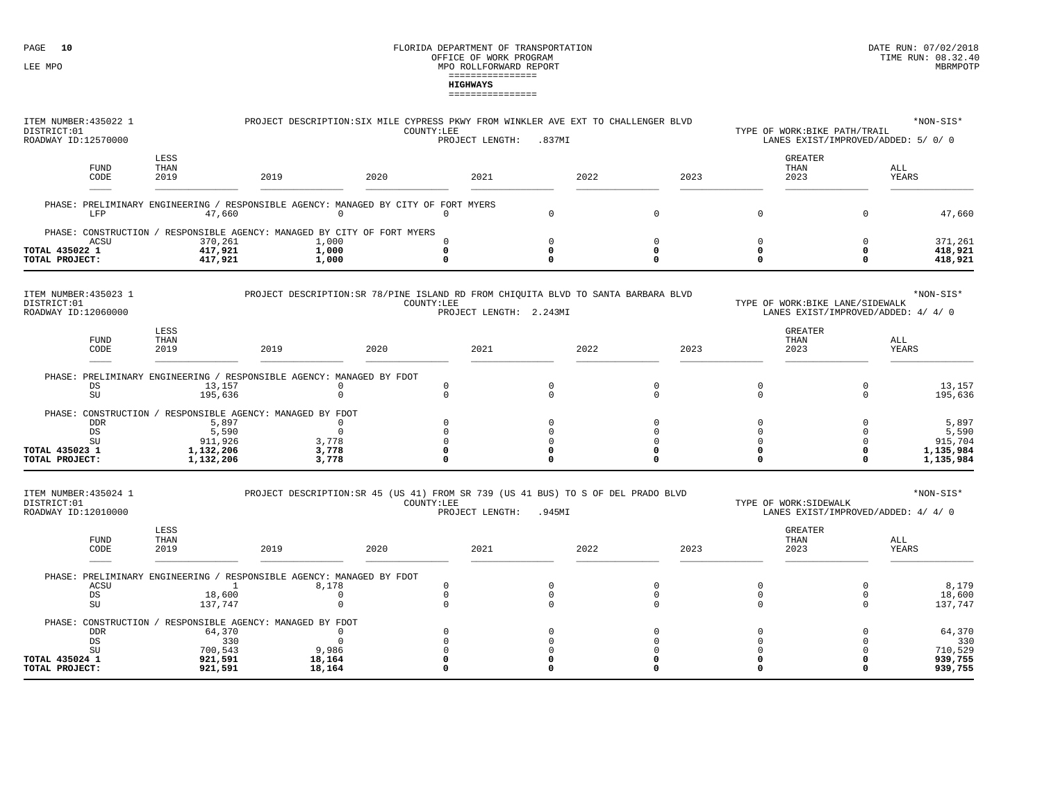FLORIDA DEPARTMENT OF TRANSPORTATION
OFFICE OF WORK PROGRAM
MPO ROLLFORWARD REPORT

**HIGHWAYS**

DATE RUN: 07/02/2018
TIME RUN: 08.32.40
MBRMPOTP

LEE MPO

ITEM NUMBER:435022 1 PROJECT DESCRIPTION:SIX MILE CYPRESS PKWY FROM WINKLER AVE EXT TO CHALLENGER BLVD *NON-SIS*
DISTRICT:01 COUNTY:LEE TYPE OF WORK:BIKE PATH/TRAIL
ROADWAY ID:12570000 PROJECT LENGTH: .837MI LANES EXIST/IMPROVED/ADDED: 5/ 0/ 0

| FUND CODE | LESS THAN 2019 | 2019 | 2020 | 2021 | 2022 | 2023 | GREATER THAN 2023 | ALL YEARS |
|---|---|---|---|---|---|---|---|---|
| PHASE: PRELIMINARY ENGINEERING / RESPONSIBLE AGENCY: MANAGED BY CITY OF FORT MYERS | | | | | | | | |
| LFP | 47,660 | 0 | 0 | 0 | 0 | 0 | 0 | 47,660 |
| PHASE: CONSTRUCTION / RESPONSIBLE AGENCY: MANAGED BY CITY OF FORT MYERS | | | | | | | | |
| ACSU | 370,261 | 1,000 | 0 | 0 | 0 | 0 | 0 | 371,261 |
| **TOTAL 435022 1** | **417,921** | **1,000** | **0** | **0** | **0** | **0** | **0** | **418,921** |
| **TOTAL PROJECT:** | **417,921** | **1,000** | **0** | **0** | **0** | **0** | **0** | **418,921** |

ITEM NUMBER:435023 1 PROJECT DESCRIPTION:SR 78/PINE ISLAND RD FROM CHIQUITA BLVD TO SANTA BARBARA BLVD *NON-SIS*
DISTRICT:01 COUNTY:LEE TYPE OF WORK:BIKE LANE/SIDEWALK
ROADWAY ID:12060000 PROJECT LENGTH: 2.243MI LANES EXIST/IMPROVED/ADDED: 4/ 4/ 0

| FUND CODE | LESS THAN 2019 | 2019 | 2020 | 2021 | 2022 | 2023 | GREATER THAN 2023 | ALL YEARS |
|---|---|---|---|---|---|---|---|---|
| PHASE: PRELIMINARY ENGINEERING / RESPONSIBLE AGENCY: MANAGED BY FDOT | | | | | | | | |
| DS | 13,157 | 0 | 0 | 0 | 0 | 0 | 0 | 13,157 |
| SU | 195,636 | 0 | 0 | 0 | 0 | 0 | 0 | 195,636 |
| PHASE: CONSTRUCTION / RESPONSIBLE AGENCY: MANAGED BY FDOT | | | | | | | | |
| DDR | 5,897 | 0 | 0 | 0 | 0 | 0 | 0 | 5,897 |
| DS | 5,590 | 0 | 0 | 0 | 0 | 0 | 0 | 5,590 |
| SU | 911,926 | 3,778 | 0 | 0 | 0 | 0 | 0 | 915,704 |
| **TOTAL 435023 1** | **1,132,206** | **3,778** | **0** | **0** | **0** | **0** | **0** | **1,135,984** |
| **TOTAL PROJECT:** | **1,132,206** | **3,778** | **0** | **0** | **0** | **0** | **0** | **1,135,984** |

ITEM NUMBER:435024 1 PROJECT DESCRIPTION:SR 45 (US 41) FROM SR 739 (US 41 BUS) TO S OF DEL PRADO BLVD *NON-SIS*
DISTRICT:01 COUNTY:LEE TYPE OF WORK:SIDEWALK
ROADWAY ID:12010000 PROJECT LENGTH: .945MI LANES EXIST/IMPROVED/ADDED: 4/ 4/ 0

| FUND CODE | LESS THAN 2019 | 2019 | 2020 | 2021 | 2022 | 2023 | GREATER THAN 2023 | ALL YEARS |
|---|---|---|---|---|---|---|---|---|
| PHASE: PRELIMINARY ENGINEERING / RESPONSIBLE AGENCY: MANAGED BY FDOT | | | | | | | | |
| ACSU | 1 | 8,178 | 0 | 0 | 0 | 0 | 0 | 8,179 |
| DS | 18,600 | 0 | 0 | 0 | 0 | 0 | 0 | 18,600 |
| SU | 137,747 | 0 | 0 | 0 | 0 | 0 | 0 | 137,747 |
| PHASE: CONSTRUCTION / RESPONSIBLE AGENCY: MANAGED BY FDOT | | | | | | | | |
| DDR | 64,370 | 0 | 0 | 0 | 0 | 0 | 0 | 64,370 |
| DS | 330 | 0 | 0 | 0 | 0 | 0 | 0 | 330 |
| SU | 700,543 | 9,986 | 0 | 0 | 0 | 0 | 0 | 710,529 |
| **TOTAL 435024 1** | **921,591** | **18,164** | **0** | **0** | **0** | **0** | **0** | **939,755** |
| **TOTAL PROJECT:** | **921,591** | **18,164** | **0** | **0** | **0** | **0** | **0** | **939,755** |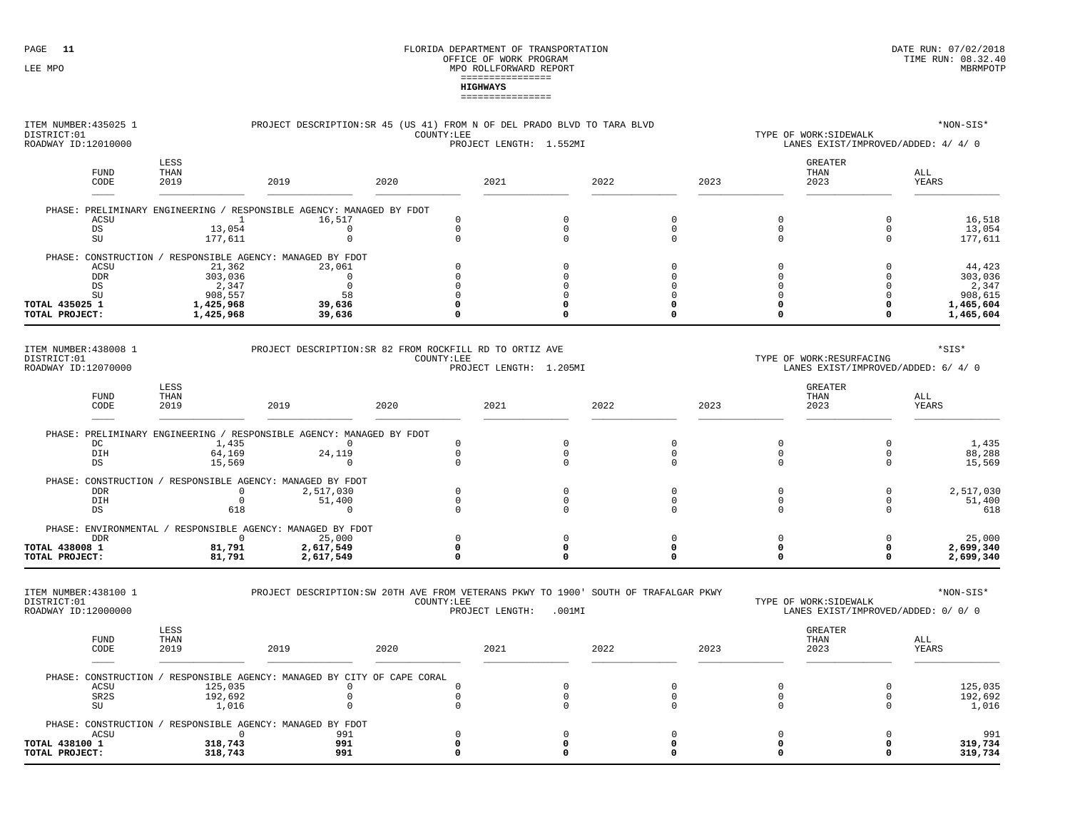FLORIDA DEPARTMENT OF TRANSPORTATION
OFFICE OF WORK PROGRAM
MPO ROLLFORWARD REPORT

DATE RUN: 07/02/2018
TIME RUN: 08.32.40
MBRMPOTP

LEE MPO

## HIGHWAYS

ITEM NUMBER:435025 1 PROJECT DESCRIPTION:SR 45 (US 41) FROM N OF DEL PRADO BLVD TO TARA BLVD *NON-SIS*
DISTRICT:01 COUNTY:LEE TYPE OF WORK:SIDEWALK
ROADWAY ID:12010000 PROJECT LENGTH: 1.552MI LANES EXIST/IMPROVED/ADDED: 4/ 4/ 0

| FUND CODE | LESS THAN 2019 | 2019 | 2020 | 2021 | 2022 | 2023 | GREATER THAN 2023 | ALL YEARS |
|---|---|---|---|---|---|---|---|---|
| PHASE: PRELIMINARY ENGINEERING / RESPONSIBLE AGENCY: MANAGED BY FDOT | | | | | | | | |
| ACSU | 1 | 16,517 | 0 | 0 | 0 | 0 | 0 | 16,518 |
| DS | 13,054 | 0 | 0 | 0 | 0 | 0 | 0 | 13,054 |
| SU | 177,611 | 0 | 0 | 0 | 0 | 0 | 0 | 177,611 |
| PHASE: CONSTRUCTION / RESPONSIBLE AGENCY: MANAGED BY FDOT | | | | | | | | |
| ACSU | 21,362 | 23,061 | 0 | 0 | 0 | 0 | 0 | 44,423 |
| DDR | 303,036 | 0 | 0 | 0 | 0 | 0 | 0 | 303,036 |
| DS | 2,347 | 0 | 0 | 0 | 0 | 0 | 0 | 2,347 |
| SU | 908,557 | 58 | 0 | 0 | 0 | 0 | 0 | 908,615 |
| **TOTAL 435025 1** | **1,425,968** | **39,636** | **0** | **0** | **0** | **0** | **0** | **1,465,604** |
| **TOTAL PROJECT:** | **1,425,968** | **39,636** | **0** | **0** | **0** | **0** | **0** | **1,465,604** |

ITEM NUMBER:438008 1 PROJECT DESCRIPTION:SR 82 FROM ROCKFILL RD TO ORTIZ AVE *SIS*
DISTRICT:01 COUNTY:LEE TYPE OF WORK:RESURFACING
ROADWAY ID:12070000 PROJECT LENGTH: 1.205MI LANES EXIST/IMPROVED/ADDED: 6/ 4/ 0

| FUND CODE | LESS THAN 2019 | 2019 | 2020 | 2021 | 2022 | 2023 | GREATER THAN 2023 | ALL YEARS |
|---|---|---|---|---|---|---|---|---|
| PHASE: PRELIMINARY ENGINEERING / RESPONSIBLE AGENCY: MANAGED BY FDOT | | | | | | | | |
| DC | 1,435 | 0 | 0 | 0 | 0 | 0 | 0 | 1,435 |
| DIH | 64,169 | 24,119 | 0 | 0 | 0 | 0 | 0 | 88,288 |
| DS | 15,569 | 0 | 0 | 0 | 0 | 0 | 0 | 15,569 |
| PHASE: CONSTRUCTION / RESPONSIBLE AGENCY: MANAGED BY FDOT | | | | | | | | |
| DDR | 0 | 2,517,030 | 0 | 0 | 0 | 0 | 0 | 2,517,030 |
| DIH | 0 | 51,400 | 0 | 0 | 0 | 0 | 0 | 51,400 |
| DS | 618 | 0 | 0 | 0 | 0 | 0 | 0 | 618 |
| PHASE: ENVIRONMENTAL / RESPONSIBLE AGENCY: MANAGED BY FDOT | | | | | | | | |
| DDR | 0 | 25,000 | 0 | 0 | 0 | 0 | 0 | 25,000 |
| **TOTAL 438008 1** | **81,791** | **2,617,549** | **0** | **0** | **0** | **0** | **0** | **2,699,340** |
| **TOTAL PROJECT:** | **81,791** | **2,617,549** | **0** | **0** | **0** | **0** | **0** | **2,699,340** |

ITEM NUMBER:438100 1 PROJECT DESCRIPTION:SW 20TH AVE FROM VETERANS PKWY TO 1900' SOUTH OF TRAFALGAR PKWY *NON-SIS*
DISTRICT:01 COUNTY:LEE TYPE OF WORK:SIDEWALK
ROADWAY ID:12000000 PROJECT LENGTH: .001MI LANES EXIST/IMPROVED/ADDED: 0/ 0/ 0

| FUND CODE | LESS THAN 2019 | 2019 | 2020 | 2021 | 2022 | 2023 | GREATER THAN 2023 | ALL YEARS |
|---|---|---|---|---|---|---|---|---|
| PHASE: CONSTRUCTION / RESPONSIBLE AGENCY: MANAGED BY CITY OF CAPE CORAL | | | | | | | | |
| ACSU | 125,035 | 0 | 0 | 0 | 0 | 0 | 0 | 125,035 |
| SR2S | 192,692 | 0 | 0 | 0 | 0 | 0 | 0 | 192,692 |
| SU | 1,016 | 0 | 0 | 0 | 0 | 0 | 0 | 1,016 |
| PHASE: CONSTRUCTION / RESPONSIBLE AGENCY: MANAGED BY FDOT | | | | | | | | |
| ACSU | 0 | 991 | 0 | 0 | 0 | 0 | 0 | 991 |
| **TOTAL 438100 1** | **318,743** | **991** | **0** | **0** | **0** | **0** | **0** | **319,734** |
| **TOTAL PROJECT:** | **318,743** | **991** | **0** | **0** | **0** | **0** | **0** | **319,734** |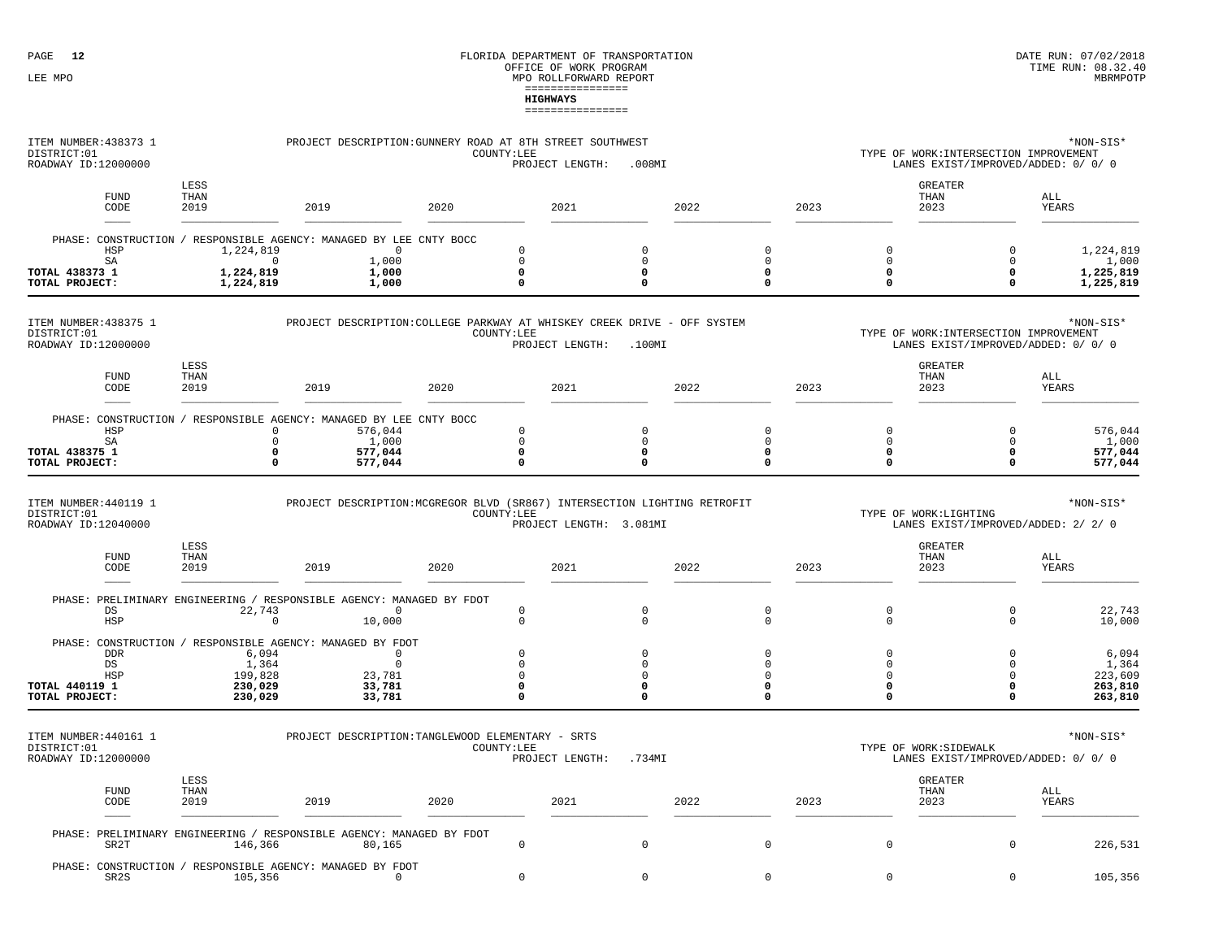FLORIDA DEPARTMENT OF TRANSPORTATION
OFFICE OF WORK PROGRAM
MPO ROLLFORWARD REPORT

**HIGHWAYS**

LEE MPO

DATE RUN: 07/02/2018
TIME RUN: 08.32.40
MBRMPOTP

ITEM NUMBER:438373 1 PROJECT DESCRIPTION:GUNNERY ROAD AT 8TH STREET SOUTHWEST *NON-SIS*
DISTRICT:01 COUNTY:LEE TYPE OF WORK:INTERSECTION IMPROVEMENT
ROADWAY ID:12000000 PROJECT LENGTH: .008MI LANES EXIST/IMPROVED/ADDED: 0/ 0/ 0

| FUND CODE | LESS THAN 2019 | 2019 | 2020 | 2021 | 2022 | 2023 | GREATER THAN 2023 | ALL YEARS |
|---|---|---|---|---|---|---|---|---|
| PHASE: CONSTRUCTION / RESPONSIBLE AGENCY: MANAGED BY LEE CNTY BOCC | | | | | | | | |
| HSP | 1,224,819 | 0 | 0 | 0 | 0 | 0 | 0 | 1,224,819 |
| SA | 0 | 1,000 | 0 | 0 | 0 | 0 | 0 | 1,000 |
| **TOTAL 438373 1** | **1,224,819** | **1,000** | **0** | **0** | **0** | **0** | **0** | **1,225,819** |
| **TOTAL PROJECT:** | **1,224,819** | **1,000** | **0** | **0** | **0** | **0** | **0** | **1,225,819** |

ITEM NUMBER:438375 1 PROJECT DESCRIPTION:COLLEGE PARKWAY AT WHISKEY CREEK DRIVE - OFF SYSTEM *NON-SIS*
DISTRICT:01 COUNTY:LEE TYPE OF WORK:INTERSECTION IMPROVEMENT
ROADWAY ID:12000000 PROJECT LENGTH: .100MI LANES EXIST/IMPROVED/ADDED: 0/ 0/ 0

| FUND CODE | LESS THAN 2019 | 2019 | 2020 | 2021 | 2022 | 2023 | GREATER THAN 2023 | ALL YEARS |
|---|---|---|---|---|---|---|---|---|
| PHASE: CONSTRUCTION / RESPONSIBLE AGENCY: MANAGED BY LEE CNTY BOCC | | | | | | | | |
| HSP | 0 | 576,044 | 0 | 0 | 0 | 0 | 0 | 576,044 |
| SA | 0 | 1,000 | 0 | 0 | 0 | 0 | 0 | 1,000 |
| **TOTAL 438375 1** | **0** | **577,044** | **0** | **0** | **0** | **0** | **0** | **577,044** |
| **TOTAL PROJECT:** | **0** | **577,044** | **0** | **0** | **0** | **0** | **0** | **577,044** |

ITEM NUMBER:440119 1 PROJECT DESCRIPTION:MCGREGOR BLVD (SR867) INTERSECTION LIGHTING RETROFIT *NON-SIS*
DISTRICT:01 COUNTY:LEE TYPE OF WORK:LIGHTING
ROADWAY ID:12040000 PROJECT LENGTH: 3.081MI LANES EXIST/IMPROVED/ADDED: 2/ 2/ 0

| FUND CODE | LESS THAN 2019 | 2019 | 2020 | 2021 | 2022 | 2023 | GREATER THAN 2023 | ALL YEARS |
|---|---|---|---|---|---|---|---|---|
| PHASE: PRELIMINARY ENGINEERING / RESPONSIBLE AGENCY: MANAGED BY FDOT | | | | | | | | |
| DS | 22,743 | 0 | 0 | 0 | 0 | 0 | 0 | 22,743 |
| HSP | 0 | 10,000 | 0 | 0 | 0 | 0 | 0 | 10,000 |
| PHASE: CONSTRUCTION / RESPONSIBLE AGENCY: MANAGED BY FDOT | | | | | | | | |
| DDR | 6,094 | 0 | 0 | 0 | 0 | 0 | 0 | 6,094 |
| DS | 1,364 | 0 | 0 | 0 | 0 | 0 | 0 | 1,364 |
| HSP | 199,828 | 23,781 | 0 | 0 | 0 | 0 | 0 | 223,609 |
| **TOTAL 440119 1** | **230,029** | **33,781** | **0** | **0** | **0** | **0** | **0** | **263,810** |
| **TOTAL PROJECT:** | **230,029** | **33,781** | **0** | **0** | **0** | **0** | **0** | **263,810** |

ITEM NUMBER:440161 1 PROJECT DESCRIPTION:TANGLEWOOD ELEMENTARY - SRTS *NON-SIS*
DISTRICT:01 COUNTY:LEE TYPE OF WORK:SIDEWALK
ROADWAY ID:12000000 PROJECT LENGTH: .734MI LANES EXIST/IMPROVED/ADDED: 0/ 0/ 0

| FUND CODE | LESS THAN 2019 | 2019 | 2020 | 2021 | 2022 | 2023 | GREATER THAN 2023 | ALL YEARS |
|---|---|---|---|---|---|---|---|---|
| PHASE: PRELIMINARY ENGINEERING / RESPONSIBLE AGENCY: MANAGED BY FDOT | | | | | | | | |
| SR2T | 146,366 | 80,165 | 0 | 0 | 0 | 0 | 0 | 226,531 |
| PHASE: CONSTRUCTION / RESPONSIBLE AGENCY: MANAGED BY FDOT | | | | | | | | |
| SR2S | 105,356 | 0 | 0 | 0 | 0 | 0 | 0 | 105,356 |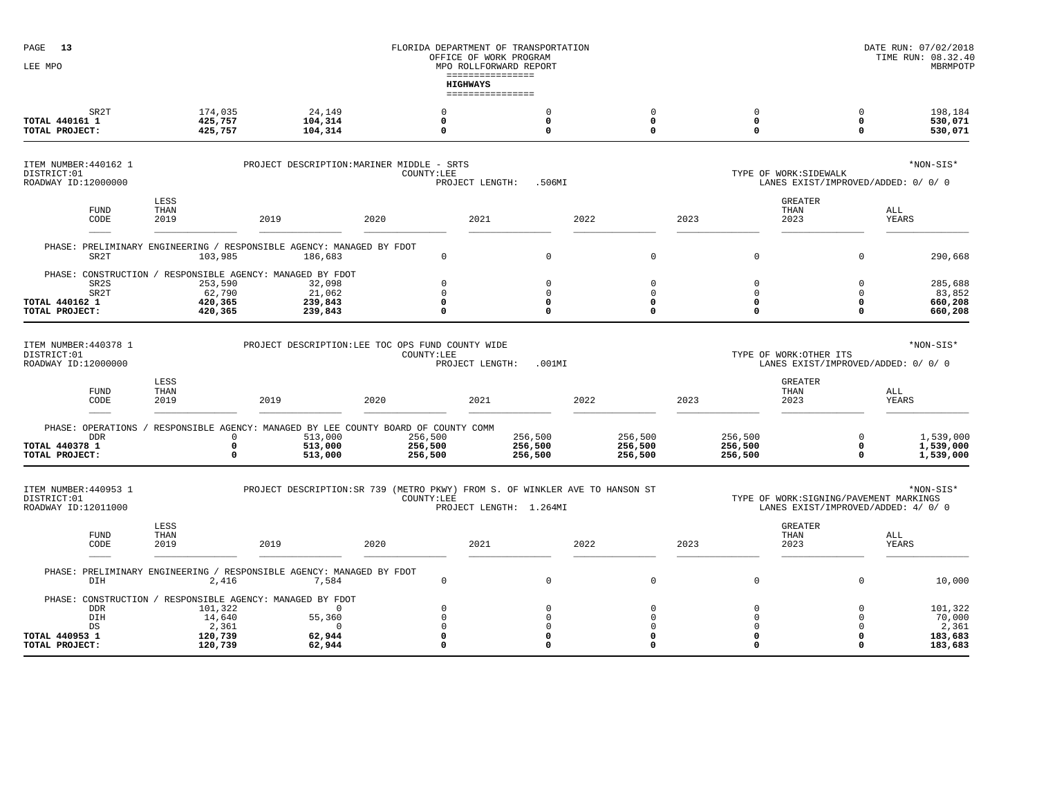# HIGHWAYS

| FUND CODE | LESS THAN 2019 | 2019 | 2020 | 2021 | 2022 | 2023 | GREATER THAN 2023 | ALL YEARS |
|---|---|---|---|---|---|---|---|---|
| SR2T | 174,035 | 24,149 | 0 | 0 | 0 | 0 | 0 | 198,184 |
| **TOTAL 440161 1** | **425,757** | **104,314** | **0** | **0** | **0** | **0** | **0** | **530,071** |
| **TOTAL PROJECT:** | **425,757** | **104,314** | **0** | **0** | **0** | **0** | **0** | **530,071** |

ITEM NUMBER:440162 1 PROJECT DESCRIPTION:MARINER MIDDLE - SRTS *NON-SIS*
DISTRICT:01 COUNTY:LEE TYPE OF WORK:SIDEWALK
ROADWAY ID:12000000 PROJECT LENGTH: .506MI LANES EXIST/IMPROVED/ADDED: 0/ 0/ 0

| FUND CODE | LESS THAN 2019 | 2019 | 2020 | 2021 | 2022 | 2023 | GREATER THAN 2023 | ALL YEARS |
|---|---|---|---|---|---|---|---|---|
| PHASE: PRELIMINARY ENGINEERING / RESPONSIBLE AGENCY: MANAGED BY FDOT | | | | | | | | |
| SR2T | 103,985 | 186,683 | 0 | 0 | 0 | 0 | 0 | 290,668 |
| PHASE: CONSTRUCTION / RESPONSIBLE AGENCY: MANAGED BY FDOT | | | | | | | | |
| SR2S | 253,590 | 32,098 | 0 | 0 | 0 | 0 | 0 | 285,688 |
| SR2T | 62,790 | 21,062 | 0 | 0 | 0 | 0 | 0 | 83,852 |
| **TOTAL 440162 1** | **420,365** | **239,843** | **0** | **0** | **0** | **0** | **0** | **660,208** |
| **TOTAL PROJECT:** | **420,365** | **239,843** | **0** | **0** | **0** | **0** | **0** | **660,208** |

ITEM NUMBER:440378 1 PROJECT DESCRIPTION:LEE TOC OPS FUND COUNTY WIDE *NON-SIS*
DISTRICT:01 COUNTY:LEE TYPE OF WORK:OTHER ITS
ROADWAY ID:12000000 PROJECT LENGTH: .001MI LANES EXIST/IMPROVED/ADDED: 0/ 0/ 0

| FUND CODE | LESS THAN 2019 | 2019 | 2020 | 2021 | 2022 | 2023 | GREATER THAN 2023 | ALL YEARS |
|---|---|---|---|---|---|---|---|---|
| PHASE: OPERATIONS / RESPONSIBLE AGENCY: MANAGED BY LEE COUNTY BOARD OF COUNTY COMM | | | | | | | | |
| DDR | 0 | 513,000 | 256,500 | 256,500 | 256,500 | 256,500 | 0 | 1,539,000 |
| **TOTAL 440378 1** | **0** | **513,000** | **256,500** | **256,500** | **256,500** | **256,500** | **0** | **1,539,000** |
| **TOTAL PROJECT:** | **0** | **513,000** | **256,500** | **256,500** | **256,500** | **256,500** | **0** | **1,539,000** |

ITEM NUMBER:440953 1 PROJECT DESCRIPTION:SR 739 (METRO PKWY) FROM S. OF WINKLER AVE TO HANSON ST *NON-SIS*
DISTRICT:01 COUNTY:LEE TYPE OF WORK:SIGNING/PAVEMENT MARKINGS
ROADWAY ID:12011000 PROJECT LENGTH: 1.264MI LANES EXIST/IMPROVED/ADDED: 4/ 0/ 0

| FUND CODE | LESS THAN 2019 | 2019 | 2020 | 2021 | 2022 | 2023 | GREATER THAN 2023 | ALL YEARS |
|---|---|---|---|---|---|---|---|---|
| PHASE: PRELIMINARY ENGINEERING / RESPONSIBLE AGENCY: MANAGED BY FDOT | | | | | | | | |
| DIH | 2,416 | 7,584 | 0 | 0 | 0 | 0 | 0 | 10,000 |
| PHASE: CONSTRUCTION / RESPONSIBLE AGENCY: MANAGED BY FDOT | | | | | | | | |
| DDR | 101,322 | 0 | 0 | 0 | 0 | 0 | 0 | 101,322 |
| DIH | 14,640 | 55,360 | 0 | 0 | 0 | 0 | 0 | 70,000 |
| DS | 2,361 | 0 | 0 | 0 | 0 | 0 | 0 | 2,361 |
| **TOTAL 440953 1** | **120,739** | **62,944** | **0** | **0** | **0** | **0** | **0** | **183,683** |
| **TOTAL PROJECT:** | **120,739** | **62,944** | **0** | **0** | **0** | **0** | **0** | **183,683** |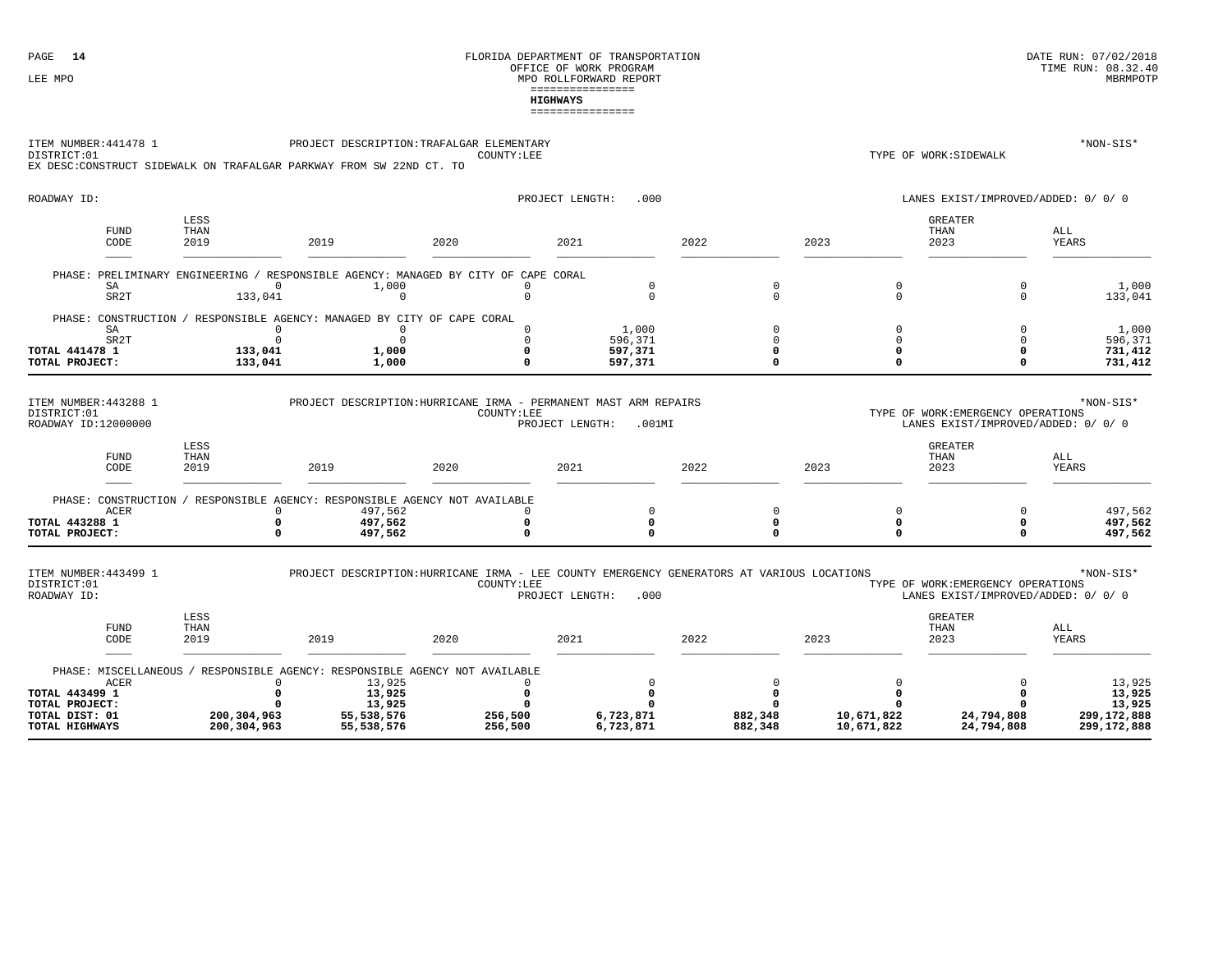FLORIDA DEPARTMENT OF TRANSPORTATION
OFFICE OF WORK PROGRAM
MPO ROLLFORWARD REPORT

LEE MPO

DATE RUN: 07/02/2018
TIME RUN: 08.32.40
MBRMPOTP

## HIGHWAYS

ITEM NUMBER:441478 1 PROJECT DESCRIPTION:TRAFALGAR ELEMENTARY *NON-SIS*
DISTRICT:01 COUNTY:LEE TYPE OF WORK:SIDEWALK
EX DESC:CONSTRUCT SIDEWALK ON TRAFALGAR PARKWAY FROM SW 22ND CT. TO

ROADWAY ID: PROJECT LENGTH: .000 LANES EXIST/IMPROVED/ADDED: 0/ 0/ 0

| FUND CODE | LESS THAN 2019 | 2019 | 2020 | 2021 | 2022 | 2023 | GREATER THAN 2023 | ALL YEARS |
|---|---|---|---|---|---|---|---|---|
| PHASE: PRELIMINARY ENGINEERING / RESPONSIBLE AGENCY: MANAGED BY CITY OF CAPE CORAL | | | | | | | | |
| SA | 0 | 1,000 | 0 | 0 | 0 | 0 | 0 | 1,000 |
| SR2T | 133,041 | 0 | 0 | 0 | 0 | 0 | 0 | 133,041 |
| PHASE: CONSTRUCTION / RESPONSIBLE AGENCY: MANAGED BY CITY OF CAPE CORAL | | | | | | | | |
| SA | 0 | 0 | 0 | 1,000 | 0 | 0 | 0 | 1,000 |
| SR2T | 0 | 0 | 0 | 596,371 | 0 | 0 | 0 | 596,371 |
| **TOTAL 441478 1** | **133,041** | **1,000** | **0** | **597,371** | **0** | **0** | **0** | **731,412** |
| **TOTAL PROJECT:** | **133,041** | **1,000** | **0** | **597,371** | **0** | **0** | **0** | **731,412** |

ITEM NUMBER:443288 1 PROJECT DESCRIPTION:HURRICANE IRMA - PERMANENT MAST ARM REPAIRS *NON-SIS*
DISTRICT:01 COUNTY:LEE TYPE OF WORK:EMERGENCY OPERATIONS
ROADWAY ID:12000000 PROJECT LENGTH: .001MI LANES EXIST/IMPROVED/ADDED: 0/ 0/ 0

| FUND CODE | LESS THAN 2019 | 2019 | 2020 | 2021 | 2022 | 2023 | GREATER THAN 2023 | ALL YEARS |
|---|---|---|---|---|---|---|---|---|
| PHASE: CONSTRUCTION / RESPONSIBLE AGENCY: RESPONSIBLE AGENCY NOT AVAILABLE | | | | | | | | |
| ACER | 0 | 497,562 | 0 | 0 | 0 | 0 | 0 | 497,562 |
| **TOTAL 443288 1** | **0** | **497,562** | **0** | **0** | **0** | **0** | **0** | **497,562** |
| **TOTAL PROJECT:** | **0** | **497,562** | **0** | **0** | **0** | **0** | **0** | **497,562** |

ITEM NUMBER:443499 1 PROJECT DESCRIPTION:HURRICANE IRMA - LEE COUNTY EMERGENCY GENERATORS AT VARIOUS LOCATIONS *NON-SIS*
DISTRICT:01 COUNTY:LEE TYPE OF WORK:EMERGENCY OPERATIONS
ROADWAY ID: PROJECT LENGTH: .000 LANES EXIST/IMPROVED/ADDED: 0/ 0/ 0

| FUND CODE | LESS THAN 2019 | 2019 | 2020 | 2021 | 2022 | 2023 | GREATER THAN 2023 | ALL YEARS |
|---|---|---|---|---|---|---|---|---|
| PHASE: MISCELLANEOUS / RESPONSIBLE AGENCY: RESPONSIBLE AGENCY NOT AVAILABLE | | | | | | | | |
| ACER | 0 | 13,925 | 0 | 0 | 0 | 0 | 0 | 13,925 |
| **TOTAL 443499 1** | **0** | **13,925** | **0** | **0** | **0** | **0** | **0** | **13,925** |
| **TOTAL PROJECT:** | **0** | **13,925** | **0** | **0** | **0** | **0** | **0** | **13,925** |
| **TOTAL DIST: 01** | **200,304,963** | **55,538,576** | **256,500** | **6,723,871** | **882,348** | **10,671,822** | **24,794,808** | **299,172,888** |
| **TOTAL HIGHWAYS** | **200,304,963** | **55,538,576** | **256,500** | **6,723,871** | **882,348** | **10,671,822** | **24,794,808** | **299,172,888** |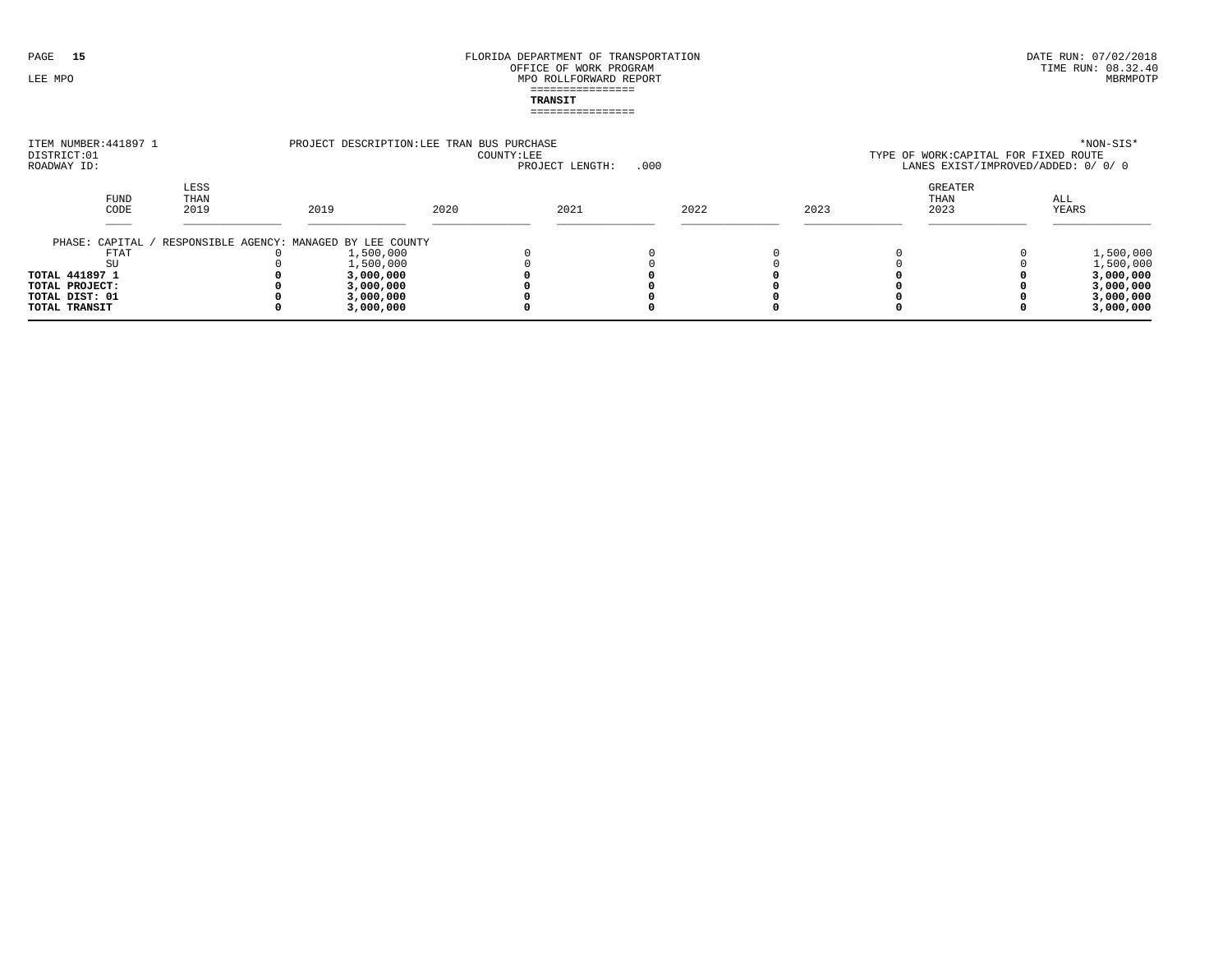FLORIDA DEPARTMENT OF TRANSPORTATION
OFFICE OF WORK PROGRAM
MPO ROLLFORWARD REPORT

LEE MPO

DATE RUN: 07/02/2018
TIME RUN: 08.32.40
MBRMPOTP

## TRANSIT

ITEM NUMBER:441897 1
DISTRICT:01
ROADWAY ID:

PROJECT DESCRIPTION:LEE TRAN BUS PURCHASE
COUNTY:LEE
PROJECT LENGTH: .000

*NON-SIS*
TYPE OF WORK:CAPITAL FOR FIXED ROUTE
LANES EXIST/IMPROVED/ADDED: 0/ 0/ 0

| FUND CODE | LESS THAN 2019 | 2019 | 2020 | 2021 | 2022 | 2023 | GREATER THAN 2023 | ALL YEARS |
|---|---|---|---|---|---|---|---|---|
| PHASE: CAPITAL / RESPONSIBLE AGENCY: MANAGED BY LEE COUNTY | | | | | | | | |
| FTAT | 0 | 1,500,000 | 0 | 0 | 0 | 0 | 0 | 1,500,000 |
| SU | 0 | 1,500,000 | 0 | 0 | 0 | 0 | 0 | 1,500,000 |
| **TOTAL 441897 1** | **0** | **3,000,000** | **0** | **0** | **0** | **0** | **0** | **3,000,000** |
| **TOTAL PROJECT:** | **0** | **3,000,000** | **0** | **0** | **0** | **0** | **0** | **3,000,000** |
| **TOTAL DIST: 01** | **0** | **3,000,000** | **0** | **0** | **0** | **0** | **0** | **3,000,000** |
| **TOTAL TRANSIT** | **0** | **3,000,000** | **0** | **0** | **0** | **0** | **0** | **3,000,000** |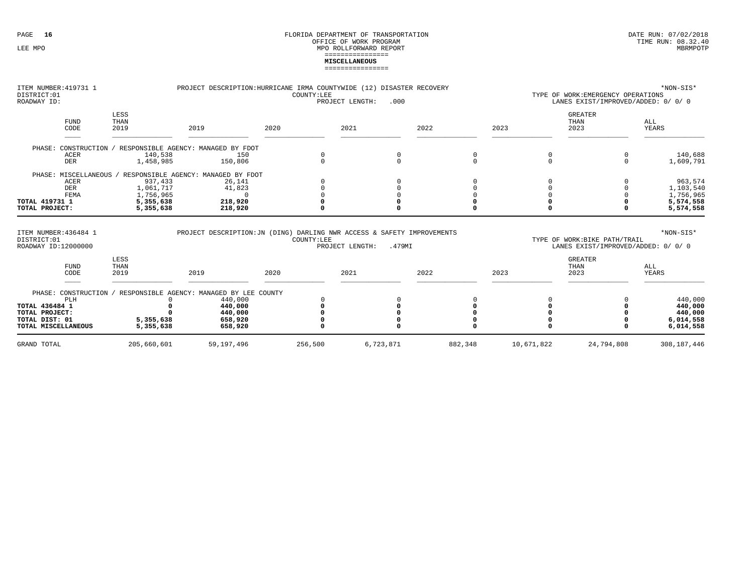FLORIDA DEPARTMENT OF TRANSPORTATION
OFFICE OF WORK PROGRAM
MPO ROLLFORWARD REPORT

LEE MPO

DATE RUN: 07/02/2018
TIME RUN: 08.32.40
MBRMPOTP

## MISCELLANEOUS

ITEM NUMBER:419731 1 PROJECT DESCRIPTION:HURRICANE IRMA COUNTYWIDE (12) DISASTER RECOVERY *NON-SIS*
DISTRICT:01 COUNTY:LEE TYPE OF WORK:EMERGENCY OPERATIONS
ROADWAY ID: PROJECT LENGTH: .000 LANES EXIST/IMPROVED/ADDED: 0/ 0/ 0

| FUND CODE | LESS THAN 2019 | 2019 | 2020 | 2021 | 2022 | 2023 | GREATER THAN 2023 | ALL YEARS |
|---|---|---|---|---|---|---|---|---|
| PHASE: CONSTRUCTION / RESPONSIBLE AGENCY: MANAGED BY FDOT | | | | | | | | |
| ACER | 140,538 | 150 | 0 | 0 | 0 | 0 | 0 | 140,688 |
| DER | 1,458,985 | 150,806 | 0 | 0 | 0 | 0 | 0 | 1,609,791 |
| PHASE: MISCELLANEOUS / RESPONSIBLE AGENCY: MANAGED BY FDOT | | | | | | | | |
| ACER | 937,433 | 26,141 | 0 | 0 | 0 | 0 | 0 | 963,574 |
| DER | 1,061,717 | 41,823 | 0 | 0 | 0 | 0 | 0 | 1,103,540 |
| FEMA | 1,756,965 | 0 | 0 | 0 | 0 | 0 | 0 | 1,756,965 |
| **TOTAL 419731 1** | **5,355,638** | **218,920** | **0** | **0** | **0** | **0** | **0** | **5,574,558** |
| **TOTAL PROJECT:** | **5,355,638** | **218,920** | **0** | **0** | **0** | **0** | **0** | **5,574,558** |

ITEM NUMBER:436484 1 PROJECT DESCRIPTION:JN (DING) DARLING NWR ACCESS & SAFETY IMPROVEMENTS *NON-SIS*
DISTRICT:01 COUNTY:LEE TYPE OF WORK:BIKE PATH/TRAIL
ROADWAY ID:12000000 PROJECT LENGTH: .479MI LANES EXIST/IMPROVED/ADDED: 0/ 0/ 0

| FUND CODE | LESS THAN 2019 | 2019 | 2020 | 2021 | 2022 | 2023 | GREATER THAN 2023 | ALL YEARS |
|---|---|---|---|---|---|---|---|---|
| PHASE: CONSTRUCTION / RESPONSIBLE AGENCY: MANAGED BY LEE COUNTY | | | | | | | | |
| PLH | 0 | 440,000 | 0 | 0 | 0 | 0 | 0 | 440,000 |
| **TOTAL 436484 1** | **0** | **440,000** | **0** | **0** | **0** | **0** | **0** | **440,000** |
| **TOTAL PROJECT:** | **0** | **440,000** | **0** | **0** | **0** | **0** | **0** | **440,000** |
| **TOTAL DIST: 01** | **5,355,638** | **658,920** | **0** | **0** | **0** | **0** | **0** | **6,014,558** |
| **TOTAL MISCELLANEOUS** | **5,355,638** | **658,920** | **0** | **0** | **0** | **0** | **0** | **6,014,558** |
| GRAND TOTAL | 205,660,601 | 59,197,496 | 256,500 | 6,723,871 | 882,348 | 10,671,822 | 24,794,808 | 308,187,446 |